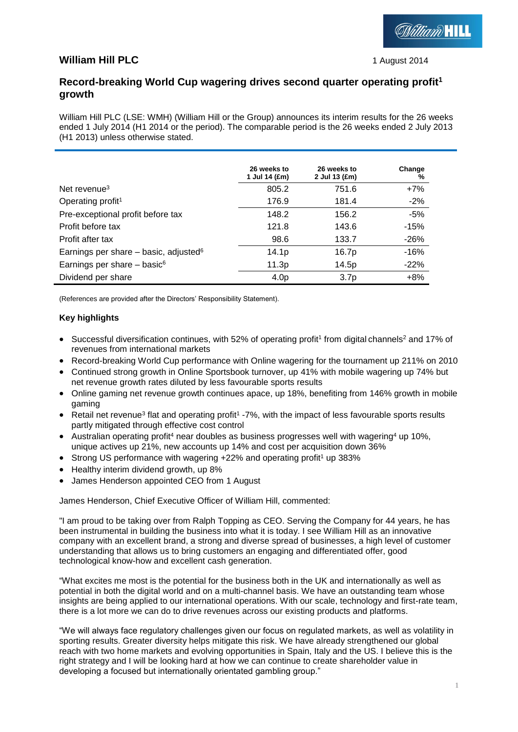**William Hill PLC** 1 August 2014

## Record-breaking World Cup wagering drives second quarter operating profit[1] growth

William Hill PLC (LSE: WMH) (William Hill or the Group) announces its interim results for the 26 weeks ended 1 July 2014 (H1 2014 or the period). The comparable period is the 26 weeks ended 2 July 2013 (H1 2013) unless otherwise stated.

| | 26 weeks to 1 Jul 14 (£m) | 26 weeks to 2 Jul 13 (£m) | Change % |
|---|---|---|---|
| Net revenue[3] | 805.2 | 751.6 | +7% |
| Operating profit[1] | 176.9 | 181.4 | -2% |
| Pre-exceptional profit before tax | 148.2 | 156.2 | -5% |
| Profit before tax | 121.8 | 143.6 | -15% |
| Profit after tax | 98.6 | 133.7 | -26% |
| Earnings per share – basic, adjusted[6] | 14.1p | 16.7p | -16% |
| Earnings per share – basic[6] | 11.3p | 14.5p | -22% |
| Dividend per share | 4.0p | 3.7p | +8% |

(References are provided after the Directors' Responsibility Statement).

### Key highlights

- Successful diversification continues, with 52% of operating profit[1] from digital channels[2] and 17% of revenues from international markets
- Record-breaking World Cup performance with Online wagering for the tournament up 211% on 2010
- Continued strong growth in Online Sportsbook turnover, up 41% with mobile wagering up 74% but net revenue growth rates diluted by less favourable sports results
- Online gaming net revenue growth continues apace, up 18%, benefiting from 146% growth in mobile gaming
- Retail net revenue[3] flat and operating profit[1] -7%, with the impact of less favourable sports results partly mitigated through effective cost control
- Australian operating profit[4] near doubles as business progresses well with wagering[4] up 10%, unique actives up 21%, new accounts up 14% and cost per acquisition down 36%
- Strong US performance with wagering +22% and operating profit[1] up 383%
- Healthy interim dividend growth, up 8%
- James Henderson appointed CEO from 1 August

James Henderson, Chief Executive Officer of William Hill, commented:

"I am proud to be taking over from Ralph Topping as CEO. Serving the Company for 44 years, he has been instrumental in building the business into what it is today. I see William Hill as an innovative company with an excellent brand, a strong and diverse spread of businesses, a high level of customer understanding that allows us to bring customers an engaging and differentiated offer, good technological know-how and excellent cash generation.

"What excites me most is the potential for the business both in the UK and internationally as well as potential in both the digital world and on a multi-channel basis. We have an outstanding team whose insights are being applied to our international operations. With our scale, technology and first-rate team, there is a lot more we can do to drive revenues across our existing products and platforms.

"We will always face regulatory challenges given our focus on regulated markets, as well as volatility in sporting results. Greater diversity helps mitigate this risk. We have already strengthened our global reach with two home markets and evolving opportunities in Spain, Italy and the US. I believe this is the right strategy and I will be looking hard at how we can continue to create shareholder value in developing a focused but internationally orientated gambling group."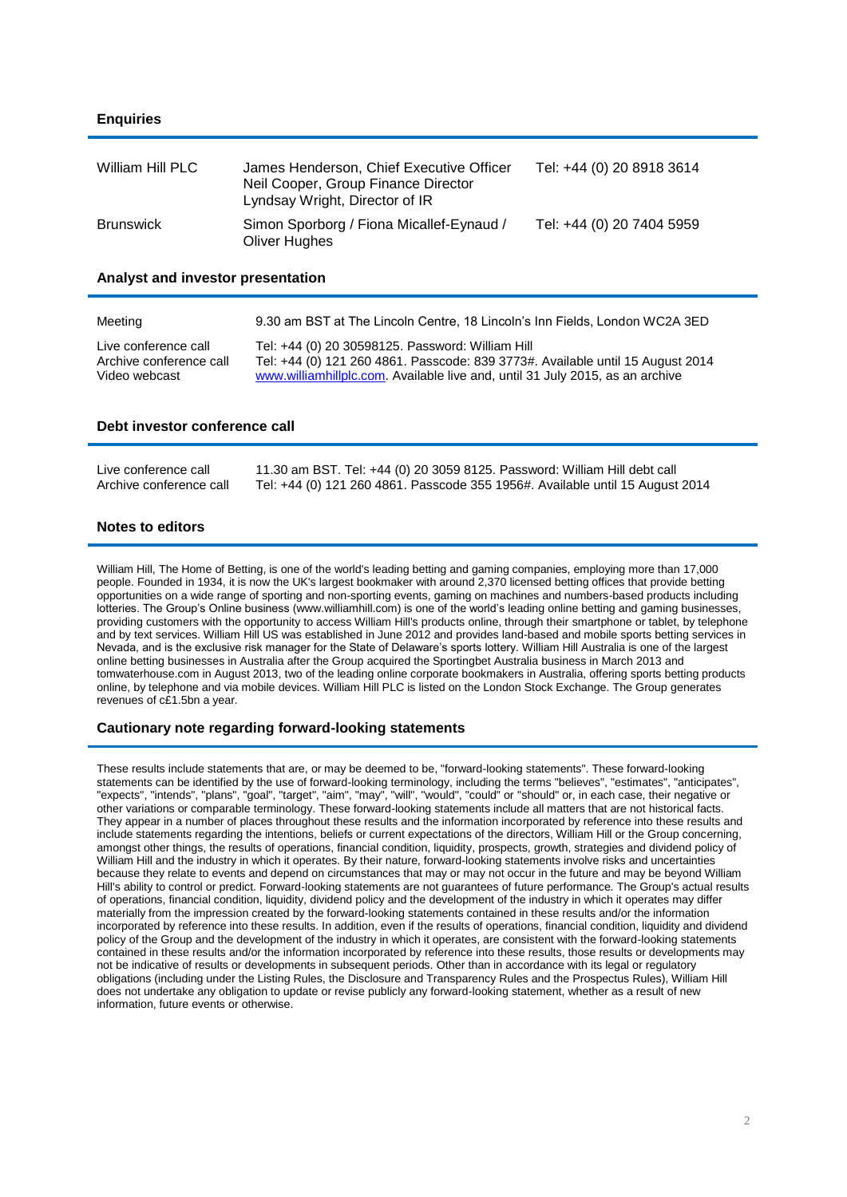## Enquiries

| | | |
|---|---|---|
| William Hill PLC | James Henderson, Chief Executive Officer<br>Neil Cooper, Group Finance Director<br>Lyndsay Wright, Director of IR | Tel: +44 (0) 20 8918 3614 |
| Brunswick | Simon Sporborg / Fiona Micallef-Eynaud / Oliver Hughes | Tel: +44 (0) 20 7404 5959 |

## Analyst and investor presentation

| | |
|---|---|
| Meeting | 9.30 am BST at The Lincoln Centre, 18 Lincoln's Inn Fields, London WC2A 3ED |
| Live conference call | Tel: +44 (0) 20 30598125. Password: William Hill |
| Archive conference call | Tel: +44 (0) 121 260 4861. Passcode: 839 3773#. Available until 15 August 2014 |
| Video webcast | www.williamhillplc.com. Available live and, until 31 July 2015, as an archive |

## Debt investor conference call

| | |
|---|---|
| Live conference call | 11.30 am BST. Tel: +44 (0) 20 3059 8125. Password: William Hill debt call |
| Archive conference call | Tel: +44 (0) 121 260 4861. Passcode 355 1956#. Available until 15 August 2014 |

## Notes to editors

William Hill, The Home of Betting, is one of the world's leading betting and gaming companies, employing more than 17,000 people. Founded in 1934, it is now the UK's largest bookmaker with around 2,370 licensed betting offices that provide betting opportunities on a wide range of sporting and non-sporting events, gaming on machines and numbers-based products including lotteries. The Group's Online business (www.williamhill.com) is one of the world's leading online betting and gaming businesses, providing customers with the opportunity to access William Hill's products online, through their smartphone or tablet, by telephone and by text services. William Hill US was established in June 2012 and provides land-based and mobile sports betting services in Nevada, and is the exclusive risk manager for the State of Delaware's sports lottery. William Hill Australia is one of the largest online betting businesses in Australia after the Group acquired the Sportingbet Australia business in March 2013 and tomwaterhouse.com in August 2013, two of the leading online corporate bookmakers in Australia, offering sports betting products online, by telephone and via mobile devices. William Hill PLC is listed on the London Stock Exchange. The Group generates revenues of c£1.5bn a year.

## Cautionary note regarding forward-looking statements

These results include statements that are, or may be deemed to be, "forward-looking statements". These forward-looking statements can be identified by the use of forward-looking terminology, including the terms "believes", "estimates", "anticipates", "expects", "intends", "plans", "goal", "target", "aim", "may", "will", "would", "could" or "should" or, in each case, their negative or other variations or comparable terminology. These forward-looking statements include all matters that are not historical facts. They appear in a number of places throughout these results and the information incorporated by reference into these results and include statements regarding the intentions, beliefs or current expectations of the directors, William Hill or the Group concerning, amongst other things, the results of operations, financial condition, liquidity, prospects, growth, strategies and dividend policy of William Hill and the industry in which it operates. By their nature, forward-looking statements involve risks and uncertainties because they relate to events and depend on circumstances that may or may not occur in the future and may be beyond William Hill's ability to control or predict. Forward-looking statements are not guarantees of future performance. The Group's actual results of operations, financial condition, liquidity, dividend policy and the development of the industry in which it operates may differ materially from the impression created by the forward-looking statements contained in these results and/or the information incorporated by reference into these results. In addition, even if the results of operations, financial condition, liquidity and dividend policy of the Group and the development of the industry in which it operates, are consistent with the forward-looking statements contained in these results and/or the information incorporated by reference into these results, those results or developments may not be indicative of results or developments in subsequent periods. Other than in accordance with its legal or regulatory obligations (including under the Listing Rules, the Disclosure and Transparency Rules and the Prospectus Rules), William Hill does not undertake any obligation to update or revise publicly any forward-looking statement, whether as a result of new information, future events or otherwise.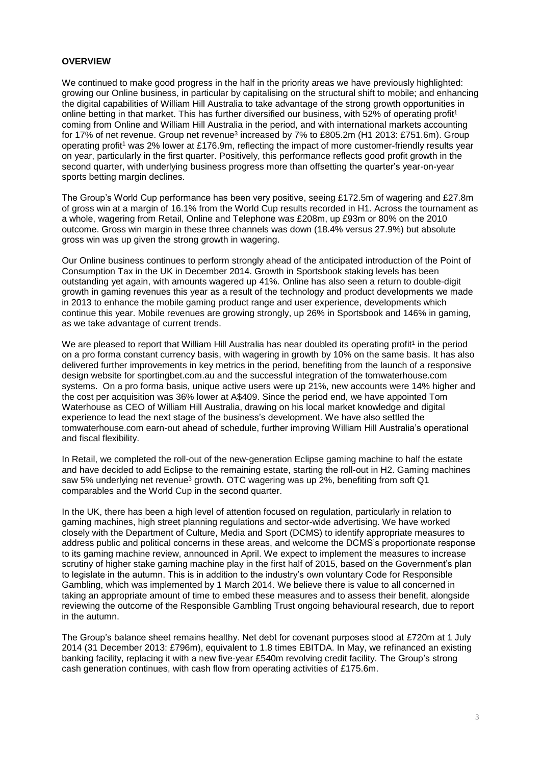**OVERVIEW**

We continued to make good progress in the half in the priority areas we have previously highlighted: growing our Online business, in particular by capitalising on the structural shift to mobile; and enhancing the digital capabilities of William Hill Australia to take advantage of the strong growth opportunities in online betting in that market. This has further diversified our business, with 52% of operating profit[1] coming from Online and William Hill Australia in the period, and with international markets accounting for 17% of net revenue. Group net revenue[3] increased by 7% to £805.2m (H1 2013: £751.6m). Group operating profit[1] was 2% lower at £176.9m, reflecting the impact of more customer-friendly results year on year, particularly in the first quarter. Positively, this performance reflects good profit growth in the second quarter, with underlying business progress more than offsetting the quarter's year-on-year sports betting margin declines.

The Group's World Cup performance has been very positive, seeing £172.5m of wagering and £27.8m of gross win at a margin of 16.1% from the World Cup results recorded in H1. Across the tournament as a whole, wagering from Retail, Online and Telephone was £208m, up £93m or 80% on the 2010 outcome. Gross win margin in these three channels was down (18.4% versus 27.9%) but absolute gross win was up given the strong growth in wagering.

Our Online business continues to perform strongly ahead of the anticipated introduction of the Point of Consumption Tax in the UK in December 2014. Growth in Sportsbook staking levels has been outstanding yet again, with amounts wagered up 41%. Online has also seen a return to double-digit growth in gaming revenues this year as a result of the technology and product developments we made in 2013 to enhance the mobile gaming product range and user experience, developments which continue this year. Mobile revenues are growing strongly, up 26% in Sportsbook and 146% in gaming, as we take advantage of current trends.

We are pleased to report that William Hill Australia has near doubled its operating profit[1] in the period on a pro forma constant currency basis, with wagering in growth by 10% on the same basis. It has also delivered further improvements in key metrics in the period, benefiting from the launch of a responsive design website for sportingbet.com.au and the successful integration of the tomwaterhouse.com systems. On a pro forma basis, unique active users were up 21%, new accounts were 14% higher and the cost per acquisition was 36% lower at A$409. Since the period end, we have appointed Tom Waterhouse as CEO of William Hill Australia, drawing on his local market knowledge and digital experience to lead the next stage of the business's development. We have also settled the tomwaterhouse.com earn-out ahead of schedule, further improving William Hill Australia's operational and fiscal flexibility.

In Retail, we completed the roll-out of the new-generation Eclipse gaming machine to half the estate and have decided to add Eclipse to the remaining estate, starting the roll-out in H2. Gaming machines saw 5% underlying net revenue[3] growth. OTC wagering was up 2%, benefiting from soft Q1 comparables and the World Cup in the second quarter.

In the UK, there has been a high level of attention focused on regulation, particularly in relation to gaming machines, high street planning regulations and sector-wide advertising. We have worked closely with the Department of Culture, Media and Sport (DCMS) to identify appropriate measures to address public and political concerns in these areas, and welcome the DCMS's proportionate response to its gaming machine review, announced in April. We expect to implement the measures to increase scrutiny of higher stake gaming machine play in the first half of 2015, based on the Government's plan to legislate in the autumn. This is in addition to the industry's own voluntary Code for Responsible Gambling, which was implemented by 1 March 2014. We believe there is value to all concerned in taking an appropriate amount of time to embed these measures and to assess their benefit, alongside reviewing the outcome of the Responsible Gambling Trust ongoing behavioural research, due to report in the autumn.

The Group's balance sheet remains healthy. Net debt for covenant purposes stood at £720m at 1 July 2014 (31 December 2013: £796m), equivalent to 1.8 times EBITDA. In May, we refinanced an existing banking facility, replacing it with a new five-year £540m revolving credit facility. The Group's strong cash generation continues, with cash flow from operating activities of £175.6m.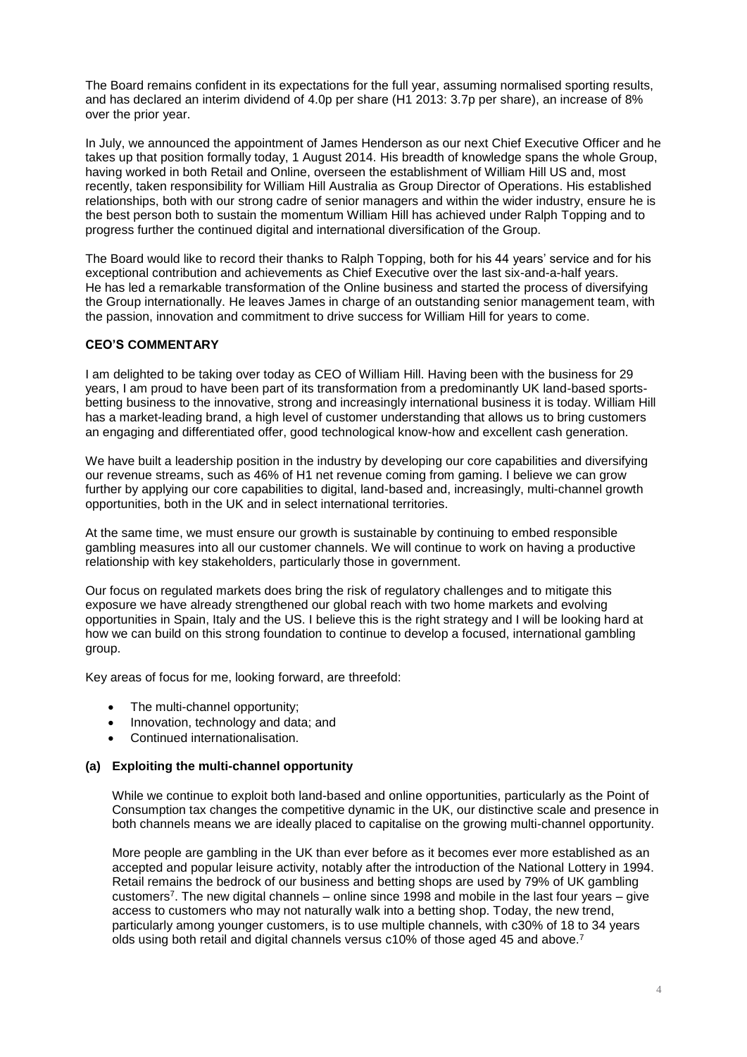The Board remains confident in its expectations for the full year, assuming normalised sporting results, and has declared an interim dividend of 4.0p per share (H1 2013: 3.7p per share), an increase of 8% over the prior year.

In July, we announced the appointment of James Henderson as our next Chief Executive Officer and he takes up that position formally today, 1 August 2014. His breadth of knowledge spans the whole Group, having worked in both Retail and Online, overseen the establishment of William Hill US and, most recently, taken responsibility for William Hill Australia as Group Director of Operations. His established relationships, both with our strong cadre of senior managers and within the wider industry, ensure he is the best person both to sustain the momentum William Hill has achieved under Ralph Topping and to progress further the continued digital and international diversification of the Group.

The Board would like to record their thanks to Ralph Topping, both for his 44 years' service and for his exceptional contribution and achievements as Chief Executive over the last six-and-a-half years. He has led a remarkable transformation of the Online business and started the process of diversifying the Group internationally. He leaves James in charge of an outstanding senior management team, with the passion, innovation and commitment to drive success for William Hill for years to come.

**CEO'S COMMENTARY**

I am delighted to be taking over today as CEO of William Hill. Having been with the business for 29 years, I am proud to have been part of its transformation from a predominantly UK land-based sports-betting business to the innovative, strong and increasingly international business it is today. William Hill has a market-leading brand, a high level of customer understanding that allows us to bring customers an engaging and differentiated offer, good technological know-how and excellent cash generation.

We have built a leadership position in the industry by developing our core capabilities and diversifying our revenue streams, such as 46% of H1 net revenue coming from gaming. I believe we can grow further by applying our core capabilities to digital, land-based and, increasingly, multi-channel growth opportunities, both in the UK and in select international territories.

At the same time, we must ensure our growth is sustainable by continuing to embed responsible gambling measures into all our customer channels. We will continue to work on having a productive relationship with key stakeholders, particularly those in government.

Our focus on regulated markets does bring the risk of regulatory challenges and to mitigate this exposure we have already strengthened our global reach with two home markets and evolving opportunities in Spain, Italy and the US. I believe this is the right strategy and I will be looking hard at how we can build on this strong foundation to continue to develop a focused, international gambling group.

Key areas of focus for me, looking forward, are threefold:

- The multi-channel opportunity;
- Innovation, technology and data; and
- Continued internationalisation.

**(a) Exploiting the multi-channel opportunity**

While we continue to exploit both land-based and online opportunities, particularly as the Point of Consumption tax changes the competitive dynamic in the UK, our distinctive scale and presence in both channels means we are ideally placed to capitalise on the growing multi-channel opportunity.

More people are gambling in the UK than ever before as it becomes ever more established as an accepted and popular leisure activity, notably after the introduction of the National Lottery in 1994. Retail remains the bedrock of our business and betting shops are used by 79% of UK gambling customers[7]. The new digital channels – online since 1998 and mobile in the last four years – give access to customers who may not naturally walk into a betting shop. Today, the new trend, particularly among younger customers, is to use multiple channels, with c30% of 18 to 34 years olds using both retail and digital channels versus c10% of those aged 45 and above.[7]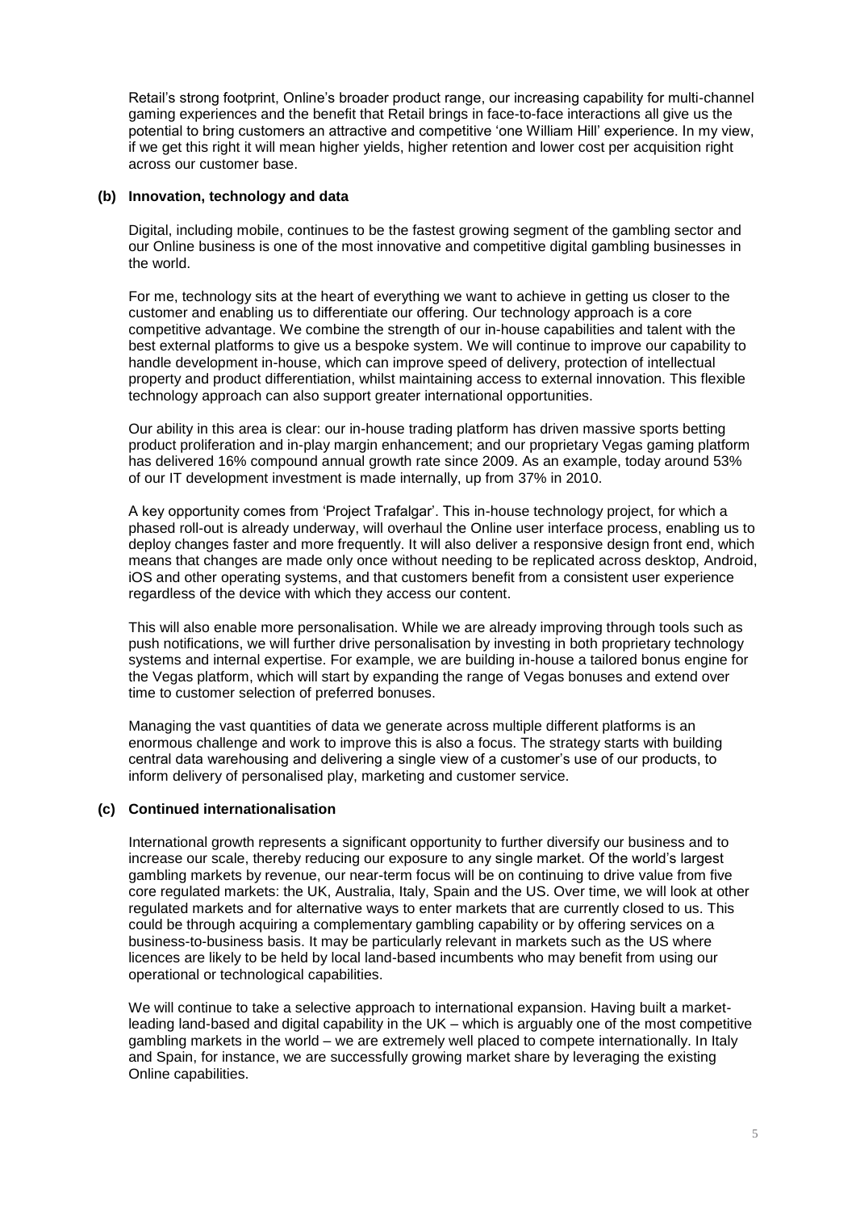Retail's strong footprint, Online's broader product range, our increasing capability for multi-channel gaming experiences and the benefit that Retail brings in face-to-face interactions all give us the potential to bring customers an attractive and competitive 'one William Hill' experience. In my view, if we get this right it will mean higher yields, higher retention and lower cost per acquisition right across our customer base.

### (b) Innovation, technology and data

Digital, including mobile, continues to be the fastest growing segment of the gambling sector and our Online business is one of the most innovative and competitive digital gambling businesses in the world.

For me, technology sits at the heart of everything we want to achieve in getting us closer to the customer and enabling us to differentiate our offering. Our technology approach is a core competitive advantage. We combine the strength of our in-house capabilities and talent with the best external platforms to give us a bespoke system. We will continue to improve our capability to handle development in-house, which can improve speed of delivery, protection of intellectual property and product differentiation, whilst maintaining access to external innovation. This flexible technology approach can also support greater international opportunities.

Our ability in this area is clear: our in-house trading platform has driven massive sports betting product proliferation and in-play margin enhancement; and our proprietary Vegas gaming platform has delivered 16% compound annual growth rate since 2009. As an example, today around 53% of our IT development investment is made internally, up from 37% in 2010.

A key opportunity comes from 'Project Trafalgar'. This in-house technology project, for which a phased roll-out is already underway, will overhaul the Online user interface process, enabling us to deploy changes faster and more frequently. It will also deliver a responsive design front end, which means that changes are made only once without needing to be replicated across desktop, Android, iOS and other operating systems, and that customers benefit from a consistent user experience regardless of the device with which they access our content.

This will also enable more personalisation. While we are already improving through tools such as push notifications, we will further drive personalisation by investing in both proprietary technology systems and internal expertise. For example, we are building in-house a tailored bonus engine for the Vegas platform, which will start by expanding the range of Vegas bonuses and extend over time to customer selection of preferred bonuses.

Managing the vast quantities of data we generate across multiple different platforms is an enormous challenge and work to improve this is also a focus. The strategy starts with building central data warehousing and delivering a single view of a customer's use of our products, to inform delivery of personalised play, marketing and customer service.

### (c) Continued internationalisation

International growth represents a significant opportunity to further diversify our business and to increase our scale, thereby reducing our exposure to any single market. Of the world's largest gambling markets by revenue, our near-term focus will be on continuing to drive value from five core regulated markets: the UK, Australia, Italy, Spain and the US. Over time, we will look at other regulated markets and for alternative ways to enter markets that are currently closed to us. This could be through acquiring a complementary gambling capability or by offering services on a business-to-business basis. It may be particularly relevant in markets such as the US where licences are likely to be held by local land-based incumbents who may benefit from using our operational or technological capabilities.

We will continue to take a selective approach to international expansion. Having built a market-leading land-based and digital capability in the UK – which is arguably one of the most competitive gambling markets in the world – we are extremely well placed to compete internationally. In Italy and Spain, for instance, we are successfully growing market share by leveraging the existing Online capabilities.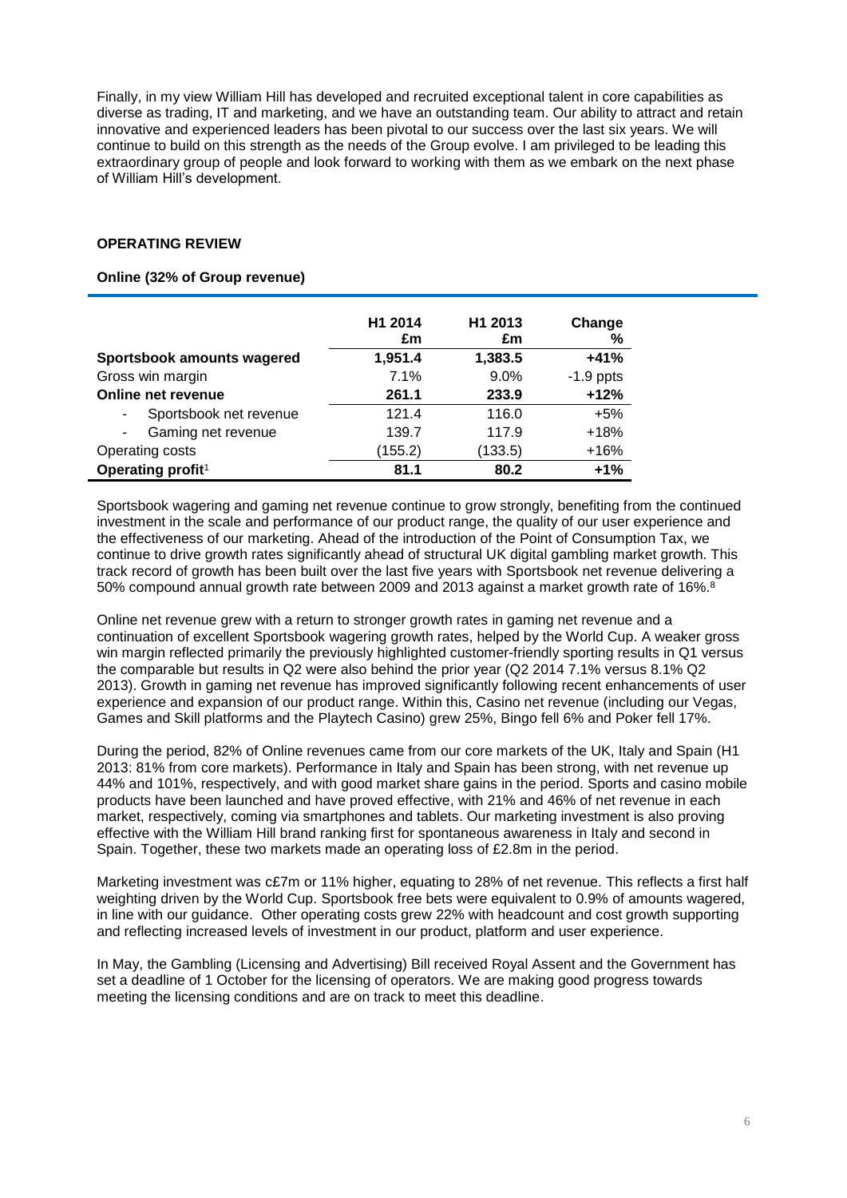Finally, in my view William Hill has developed and recruited exceptional talent in core capabilities as diverse as trading, IT and marketing, and we have an outstanding team. Our ability to attract and retain innovative and experienced leaders has been pivotal to our success over the last six years. We will continue to build on this strength as the needs of the Group evolve. I am privileged to be leading this extraordinary group of people and look forward to working with them as we embark on the next phase of William Hill's development.

## OPERATING REVIEW

### Online (32% of Group revenue)

| | H1 2014 £m | H1 2013 £m | Change % |
|---|---|---|---|
| **Sportsbook amounts wagered** | **1,951.4** | **1,383.5** | **+41%** |
| Gross win margin | 7.1% | 9.0% | -1.9 ppts |
| **Online net revenue** | **261.1** | **233.9** | **+12%** |
| - Sportsbook net revenue | 121.4 | 116.0 | +5% |
| - Gaming net revenue | 139.7 | 117.9 | +18% |
| Operating costs | (155.2) | (133.5) | +16% |
| **Operating profit**[1] | **81.1** | **80.2** | **+1%** |

Sportsbook wagering and gaming net revenue continue to grow strongly, benefiting from the continued investment in the scale and performance of our product range, the quality of our user experience and the effectiveness of our marketing. Ahead of the introduction of the Point of Consumption Tax, we continue to drive growth rates significantly ahead of structural UK digital gambling market growth. This track record of growth has been built over the last five years with Sportsbook net revenue delivering a 50% compound annual growth rate between 2009 and 2013 against a market growth rate of 16%.[8]

Online net revenue grew with a return to stronger growth rates in gaming net revenue and a continuation of excellent Sportsbook wagering growth rates, helped by the World Cup. A weaker gross win margin reflected primarily the previously highlighted customer-friendly sporting results in Q1 versus the comparable but results in Q2 were also behind the prior year (Q2 2014 7.1% versus 8.1% Q2 2013). Growth in gaming net revenue has improved significantly following recent enhancements of user experience and expansion of our product range. Within this, Casino net revenue (including our Vegas, Games and Skill platforms and the Playtech Casino) grew 25%, Bingo fell 6% and Poker fell 17%.

During the period, 82% of Online revenues came from our core markets of the UK, Italy and Spain (H1 2013: 81% from core markets). Performance in Italy and Spain has been strong, with net revenue up 44% and 101%, respectively, and with good market share gains in the period. Sports and casino mobile products have been launched and have proved effective, with 21% and 46% of net revenue in each market, respectively, coming via smartphones and tablets. Our marketing investment is also proving effective with the William Hill brand ranking first for spontaneous awareness in Italy and second in Spain. Together, these two markets made an operating loss of £2.8m in the period.

Marketing investment was c£7m or 11% higher, equating to 28% of net revenue. This reflects a first half weighting driven by the World Cup. Sportsbook free bets were equivalent to 0.9% of amounts wagered, in line with our guidance. Other operating costs grew 22% with headcount and cost growth supporting and reflecting increased levels of investment in our product, platform and user experience.

In May, the Gambling (Licensing and Advertising) Bill received Royal Assent and the Government has set a deadline of 1 October for the licensing of operators. We are making good progress towards meeting the licensing conditions and are on track to meet this deadline.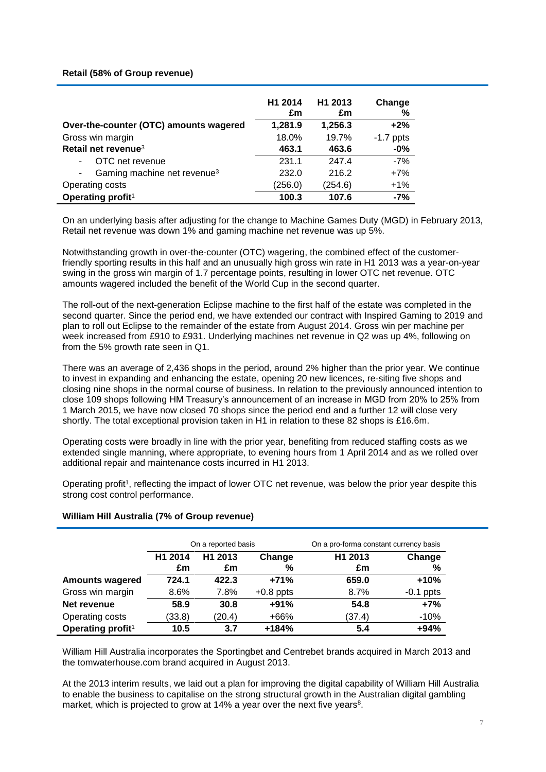**Retail (58% of Group revenue)**

| | H1 2014 £m | H1 2013 £m | Change % |
|---|---|---|---|
| **Over-the-counter (OTC) amounts wagered** | **1,281.9** | **1,256.3** | **+2%** |
| Gross win margin | 18.0% | 19.7% | -1.7 ppts |
| **Retail net revenue**[3] | **463.1** | **463.6** | **-0%** |
| - OTC net revenue | 231.1 | 247.4 | -7% |
| - Gaming machine net revenue[3] | 232.0 | 216.2 | +7% |
| Operating costs | (256.0) | (254.6) | +1% |
| **Operating profit**[1] | **100.3** | **107.6** | **-7%** |

On an underlying basis after adjusting for the change to Machine Games Duty (MGD) in February 2013, Retail net revenue was down 1% and gaming machine net revenue was up 5%.

Notwithstanding growth in over-the-counter (OTC) wagering, the combined effect of the customer-friendly sporting results in this half and an unusually high gross win rate in H1 2013 was a year-on-year swing in the gross win margin of 1.7 percentage points, resulting in lower OTC net revenue. OTC amounts wagered included the benefit of the World Cup in the second quarter.

The roll-out of the next-generation Eclipse machine to the first half of the estate was completed in the second quarter. Since the period end, we have extended our contract with Inspired Gaming to 2019 and plan to roll out Eclipse to the remainder of the estate from August 2014. Gross win per machine per week increased from £910 to £931. Underlying machines net revenue in Q2 was up 4%, following on from the 5% growth rate seen in Q1.

There was an average of 2,436 shops in the period, around 2% higher than the prior year. We continue to invest in expanding and enhancing the estate, opening 20 new licences, re-siting five shops and closing nine shops in the normal course of business. In relation to the previously announced intention to close 109 shops following HM Treasury's announcement of an increase in MGD from 20% to 25% from 1 March 2015, we have now closed 70 shops since the period end and a further 12 will close very shortly. The total exceptional provision taken in H1 in relation to these 82 shops is £16.6m.

Operating costs were broadly in line with the prior year, benefiting from reduced staffing costs as we extended single manning, where appropriate, to evening hours from 1 April 2014 and as we rolled over additional repair and maintenance costs incurred in H1 2013.

Operating profit[1], reflecting the impact of lower OTC net revenue, was below the prior year despite this strong cost control performance.

**William Hill Australia (7% of Group revenue)**

| | On a reported basis | | | On a pro-forma constant currency basis | |
|---|---|---|---|---|---|
| | H1 2014 £m | H1 2013 £m | Change % | H1 2013 £m | Change % |
| **Amounts wagered** | **724.1** | **422.3** | **+71%** | **659.0** | **+10%** |
| Gross win margin | 8.6% | 7.8% | +0.8 ppts | 8.7% | -0.1 ppts |
| **Net revenue** | **58.9** | **30.8** | **+91%** | **54.8** | **+7%** |
| Operating costs | (33.8) | (20.4) | +66% | (37.4) | -10% |
| **Operating profit**[1] | **10.5** | **3.7** | **+184%** | **5.4** | **+94%** |

William Hill Australia incorporates the Sportingbet and Centrebet brands acquired in March 2013 and the tomwaterhouse.com brand acquired in August 2013.

At the 2013 interim results, we laid out a plan for improving the digital capability of William Hill Australia to enable the business to capitalise on the strong structural growth in the Australian digital gambling market, which is projected to grow at 14% a year over the next five years[8].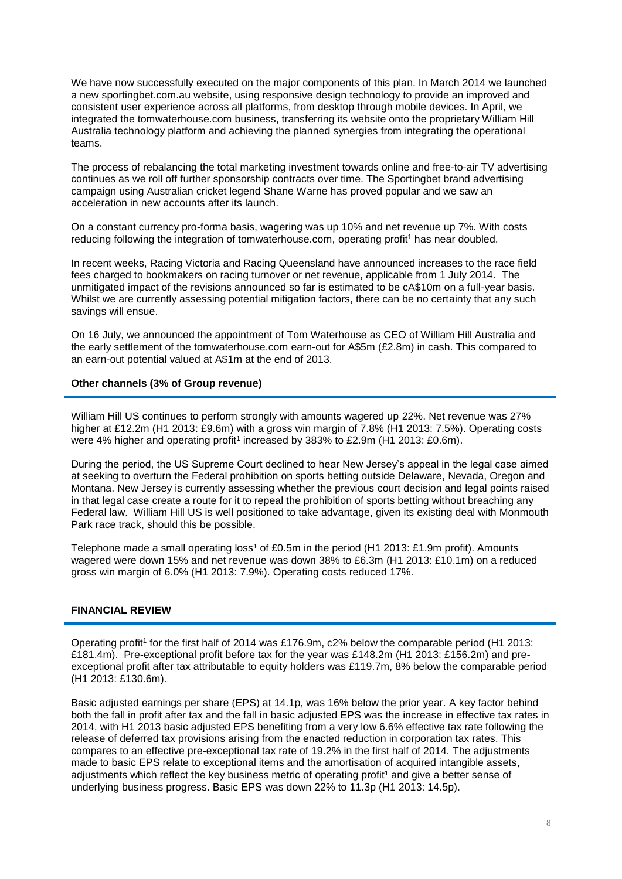We have now successfully executed on the major components of this plan. In March 2014 we launched a new sportingbet.com.au website, using responsive design technology to provide an improved and consistent user experience across all platforms, from desktop through mobile devices. In April, we integrated the tomwaterhouse.com business, transferring its website onto the proprietary William Hill Australia technology platform and achieving the planned synergies from integrating the operational teams.

The process of rebalancing the total marketing investment towards online and free-to-air TV advertising continues as we roll off further sponsorship contracts over time. The Sportingbet brand advertising campaign using Australian cricket legend Shane Warne has proved popular and we saw an acceleration in new accounts after its launch.

On a constant currency pro-forma basis, wagering was up 10% and net revenue up 7%. With costs reducing following the integration of tomwaterhouse.com, operating profit[1] has near doubled.

In recent weeks, Racing Victoria and Racing Queensland have announced increases to the race field fees charged to bookmakers on racing turnover or net revenue, applicable from 1 July 2014. The unmitigated impact of the revisions announced so far is estimated to be cA$10m on a full-year basis. Whilst we are currently assessing potential mitigation factors, there can be no certainty that any such savings will ensue.

On 16 July, we announced the appointment of Tom Waterhouse as CEO of William Hill Australia and the early settlement of the tomwaterhouse.com earn-out for A$5m (£2.8m) in cash. This compared to an earn-out potential valued at A$1m at the end of 2013.

### Other channels (3% of Group revenue)

William Hill US continues to perform strongly with amounts wagered up 22%. Net revenue was 27% higher at £12.2m (H1 2013: £9.6m) with a gross win margin of 7.8% (H1 2013: 7.5%). Operating costs were 4% higher and operating profit[1] increased by 383% to £2.9m (H1 2013: £0.6m).

During the period, the US Supreme Court declined to hear New Jersey's appeal in the legal case aimed at seeking to overturn the Federal prohibition on sports betting outside Delaware, Nevada, Oregon and Montana. New Jersey is currently assessing whether the previous court decision and legal points raised in that legal case create a route for it to repeal the prohibition of sports betting without breaching any Federal law. William Hill US is well positioned to take advantage, given its existing deal with Monmouth Park race track, should this be possible.

Telephone made a small operating loss[1] of £0.5m in the period (H1 2013: £1.9m profit). Amounts wagered were down 15% and net revenue was down 38% to £6.3m (H1 2013: £10.1m) on a reduced gross win margin of 6.0% (H1 2013: 7.9%). Operating costs reduced 17%.

## FINANCIAL REVIEW

Operating profit[1] for the first half of 2014 was £176.9m, c2% below the comparable period (H1 2013: £181.4m). Pre-exceptional profit before tax for the year was £148.2m (H1 2013: £156.2m) and pre-exceptional profit after tax attributable to equity holders was £119.7m, 8% below the comparable period (H1 2013: £130.6m).

Basic adjusted earnings per share (EPS) at 14.1p, was 16% below the prior year. A key factor behind both the fall in profit after tax and the fall in basic adjusted EPS was the increase in effective tax rates in 2014, with H1 2013 basic adjusted EPS benefiting from a very low 6.6% effective tax rate following the release of deferred tax provisions arising from the enacted reduction in corporation tax rates. This compares to an effective pre-exceptional tax rate of 19.2% in the first half of 2014. The adjustments made to basic EPS relate to exceptional items and the amortisation of acquired intangible assets, adjustments which reflect the key business metric of operating profit[1] and give a better sense of underlying business progress. Basic EPS was down 22% to 11.3p (H1 2013: 14.5p).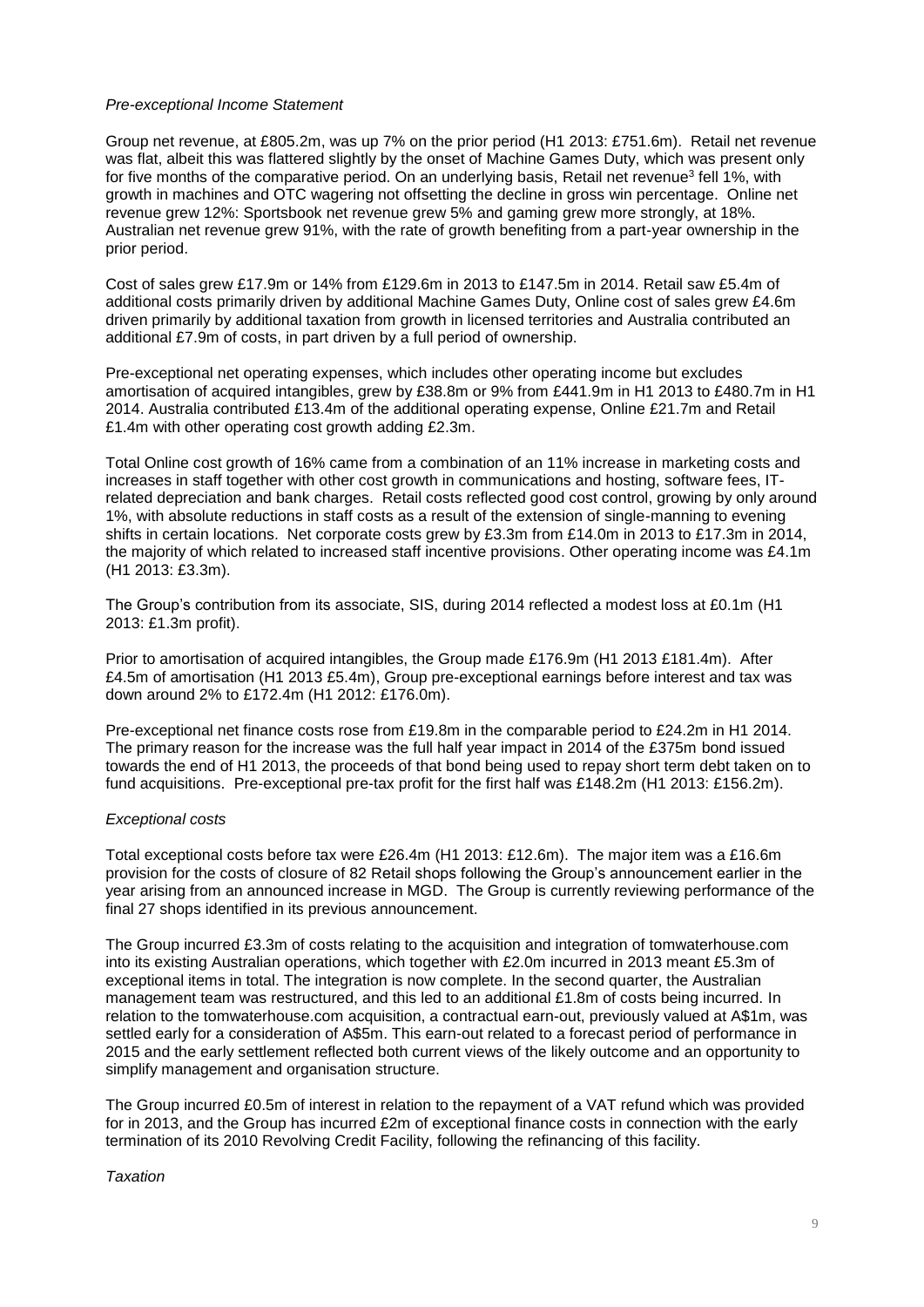*Pre-exceptional Income Statement*

Group net revenue, at £805.2m, was up 7% on the prior period (H1 2013: £751.6m). Retail net revenue was flat, albeit this was flattered slightly by the onset of Machine Games Duty, which was present only for five months of the comparative period. On an underlying basis, Retail net revenue[3] fell 1%, with growth in machines and OTC wagering not offsetting the decline in gross win percentage. Online net revenue grew 12%: Sportsbook net revenue grew 5% and gaming grew more strongly, at 18%. Australian net revenue grew 91%, with the rate of growth benefiting from a part-year ownership in the prior period.

Cost of sales grew £17.9m or 14% from £129.6m in 2013 to £147.5m in 2014. Retail saw £5.4m of additional costs primarily driven by additional Machine Games Duty, Online cost of sales grew £4.6m driven primarily by additional taxation from growth in licensed territories and Australia contributed an additional £7.9m of costs, in part driven by a full period of ownership.

Pre-exceptional net operating expenses, which includes other operating income but excludes amortisation of acquired intangibles, grew by £38.8m or 9% from £441.9m in H1 2013 to £480.7m in H1 2014. Australia contributed £13.4m of the additional operating expense, Online £21.7m and Retail £1.4m with other operating cost growth adding £2.3m.

Total Online cost growth of 16% came from a combination of an 11% increase in marketing costs and increases in staff together with other cost growth in communications and hosting, software fees, IT-related depreciation and bank charges. Retail costs reflected good cost control, growing by only around 1%, with absolute reductions in staff costs as a result of the extension of single-manning to evening shifts in certain locations. Net corporate costs grew by £3.3m from £14.0m in 2013 to £17.3m in 2014, the majority of which related to increased staff incentive provisions. Other operating income was £4.1m (H1 2013: £3.3m).

The Group's contribution from its associate, SIS, during 2014 reflected a modest loss at £0.1m (H1 2013: £1.3m profit).

Prior to amortisation of acquired intangibles, the Group made £176.9m (H1 2013 £181.4m). After £4.5m of amortisation (H1 2013 £5.4m), Group pre-exceptional earnings before interest and tax was down around 2% to £172.4m (H1 2012: £176.0m).

Pre-exceptional net finance costs rose from £19.8m in the comparable period to £24.2m in H1 2014. The primary reason for the increase was the full half year impact in 2014 of the £375m bond issued towards the end of H1 2013, the proceeds of that bond being used to repay short term debt taken on to fund acquisitions. Pre-exceptional pre-tax profit for the first half was £148.2m (H1 2013: £156.2m).

*Exceptional costs*

Total exceptional costs before tax were £26.4m (H1 2013: £12.6m). The major item was a £16.6m provision for the costs of closure of 82 Retail shops following the Group's announcement earlier in the year arising from an announced increase in MGD. The Group is currently reviewing performance of the final 27 shops identified in its previous announcement.

The Group incurred £3.3m of costs relating to the acquisition and integration of tomwaterhouse.com into its existing Australian operations, which together with £2.0m incurred in 2013 meant £5.3m of exceptional items in total. The integration is now complete. In the second quarter, the Australian management team was restructured, and this led to an additional £1.8m of costs being incurred. In relation to the tomwaterhouse.com acquisition, a contractual earn-out, previously valued at A$1m, was settled early for a consideration of A$5m. This earn-out related to a forecast period of performance in 2015 and the early settlement reflected both current views of the likely outcome and an opportunity to simplify management and organisation structure.

The Group incurred £0.5m of interest in relation to the repayment of a VAT refund which was provided for in 2013, and the Group has incurred £2m of exceptional finance costs in connection with the early termination of its 2010 Revolving Credit Facility, following the refinancing of this facility.

*Taxation*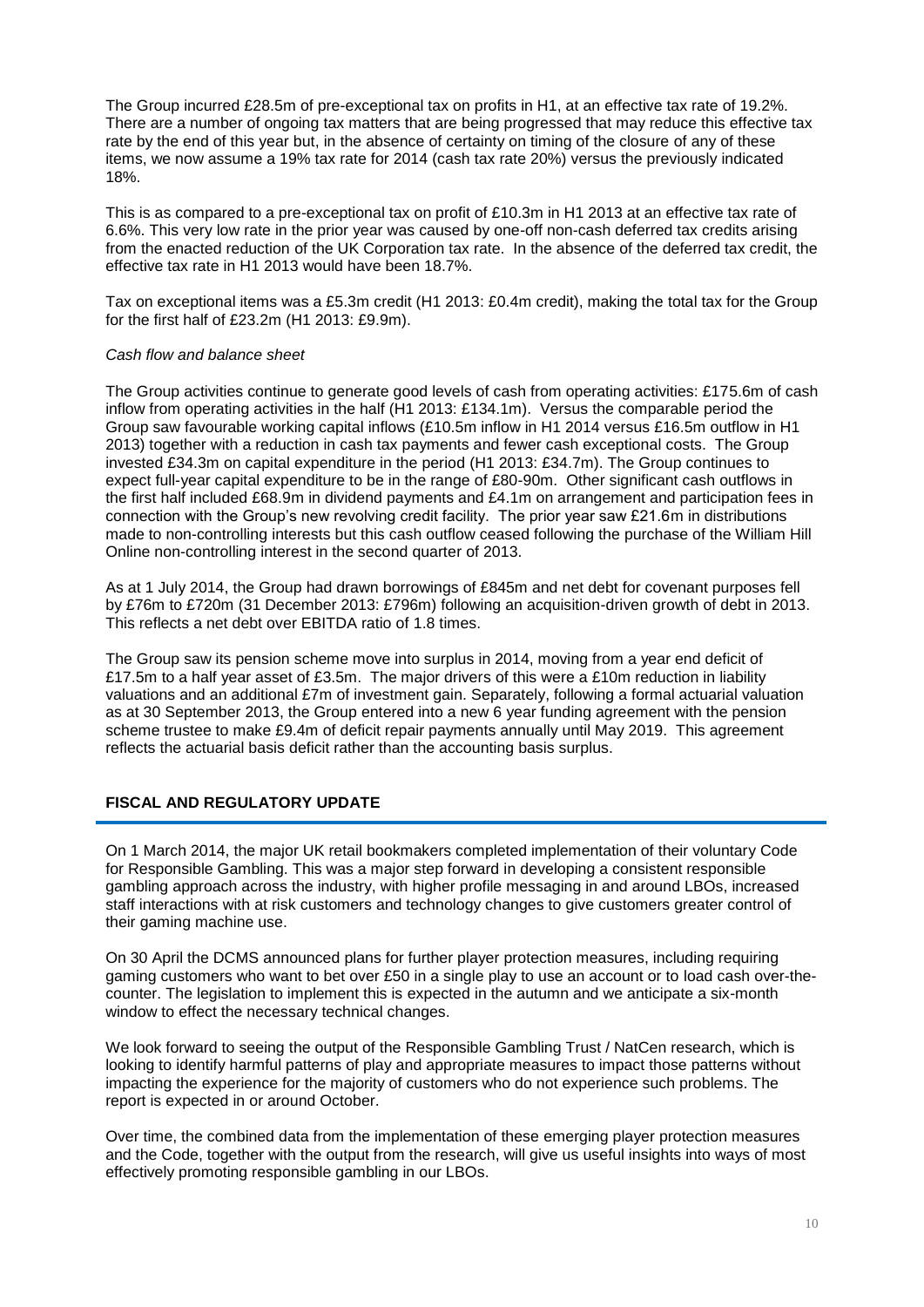The Group incurred £28.5m of pre-exceptional tax on profits in H1, at an effective tax rate of 19.2%. There are a number of ongoing tax matters that are being progressed that may reduce this effective tax rate by the end of this year but, in the absence of certainty on timing of the closure of any of these items, we now assume a 19% tax rate for 2014 (cash tax rate 20%) versus the previously indicated 18%.

This is as compared to a pre-exceptional tax on profit of £10.3m in H1 2013 at an effective tax rate of 6.6%. This very low rate in the prior year was caused by one-off non-cash deferred tax credits arising from the enacted reduction of the UK Corporation tax rate. In the absence of the deferred tax credit, the effective tax rate in H1 2013 would have been 18.7%.

Tax on exceptional items was a £5.3m credit (H1 2013: £0.4m credit), making the total tax for the Group for the first half of £23.2m (H1 2013: £9.9m).

*Cash flow and balance sheet*

The Group activities continue to generate good levels of cash from operating activities: £175.6m of cash inflow from operating activities in the half (H1 2013: £134.1m). Versus the comparable period the Group saw favourable working capital inflows (£10.5m inflow in H1 2014 versus £16.5m outflow in H1 2013) together with a reduction in cash tax payments and fewer cash exceptional costs. The Group invested £34.3m on capital expenditure in the period (H1 2013: £34.7m). The Group continues to expect full-year capital expenditure to be in the range of £80-90m. Other significant cash outflows in the first half included £68.9m in dividend payments and £4.1m on arrangement and participation fees in connection with the Group's new revolving credit facility. The prior year saw £21.6m in distributions made to non-controlling interests but this cash outflow ceased following the purchase of the William Hill Online non-controlling interest in the second quarter of 2013.

As at 1 July 2014, the Group had drawn borrowings of £845m and net debt for covenant purposes fell by £76m to £720m (31 December 2013: £796m) following an acquisition-driven growth of debt in 2013. This reflects a net debt over EBITDA ratio of 1.8 times.

The Group saw its pension scheme move into surplus in 2014, moving from a year end deficit of £17.5m to a half year asset of £3.5m. The major drivers of this were a £10m reduction in liability valuations and an additional £7m of investment gain. Separately, following a formal actuarial valuation as at 30 September 2013, the Group entered into a new 6 year funding agreement with the pension scheme trustee to make £9.4m of deficit repair payments annually until May 2019. This agreement reflects the actuarial basis deficit rather than the accounting basis surplus.

## FISCAL AND REGULATORY UPDATE

On 1 March 2014, the major UK retail bookmakers completed implementation of their voluntary Code for Responsible Gambling. This was a major step forward in developing a consistent responsible gambling approach across the industry, with higher profile messaging in and around LBOs, increased staff interactions with at risk customers and technology changes to give customers greater control of their gaming machine use.

On 30 April the DCMS announced plans for further player protection measures, including requiring gaming customers who want to bet over £50 in a single play to use an account or to load cash over-the-counter. The legislation to implement this is expected in the autumn and we anticipate a six-month window to effect the necessary technical changes.

We look forward to seeing the output of the Responsible Gambling Trust / NatCen research, which is looking to identify harmful patterns of play and appropriate measures to impact those patterns without impacting the experience for the majority of customers who do not experience such problems. The report is expected in or around October.

Over time, the combined data from the implementation of these emerging player protection measures and the Code, together with the output from the research, will give us useful insights into ways of most effectively promoting responsible gambling in our LBOs.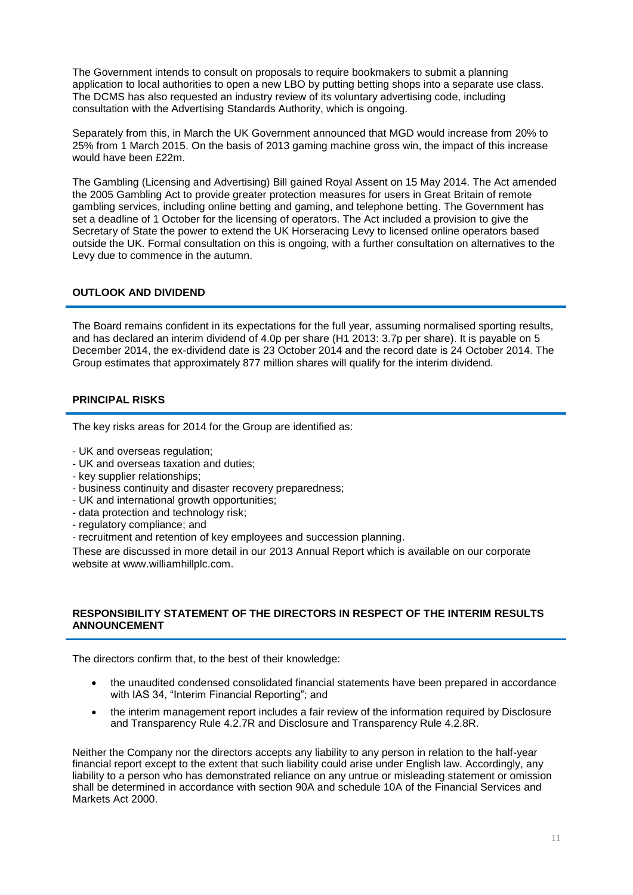The Government intends to consult on proposals to require bookmakers to submit a planning application to local authorities to open a new LBO by putting betting shops into a separate use class. The DCMS has also requested an industry review of its voluntary advertising code, including consultation with the Advertising Standards Authority, which is ongoing.

Separately from this, in March the UK Government announced that MGD would increase from 20% to 25% from 1 March 2015. On the basis of 2013 gaming machine gross win, the impact of this increase would have been £22m.

The Gambling (Licensing and Advertising) Bill gained Royal Assent on 15 May 2014. The Act amended the 2005 Gambling Act to provide greater protection measures for users in Great Britain of remote gambling services, including online betting and gaming, and telephone betting. The Government has set a deadline of 1 October for the licensing of operators. The Act included a provision to give the Secretary of State the power to extend the UK Horseracing Levy to licensed online operators based outside the UK. Formal consultation on this is ongoing, with a further consultation on alternatives to the Levy due to commence in the autumn.

## OUTLOOK AND DIVIDEND

The Board remains confident in its expectations for the full year, assuming normalised sporting results, and has declared an interim dividend of 4.0p per share (H1 2013: 3.7p per share). It is payable on 5 December 2014, the ex-dividend date is 23 October 2014 and the record date is 24 October 2014. The Group estimates that approximately 877 million shares will qualify for the interim dividend.

## PRINCIPAL RISKS

The key risks areas for 2014 for the Group are identified as:

- UK and overseas regulation;
- UK and overseas taxation and duties;
- key supplier relationships;
- business continuity and disaster recovery preparedness;
- UK and international growth opportunities;
- data protection and technology risk;
- regulatory compliance; and
- recruitment and retention of key employees and succession planning.

These are discussed in more detail in our 2013 Annual Report which is available on our corporate website at www.williamhillplc.com.

## RESPONSIBILITY STATEMENT OF THE DIRECTORS IN RESPECT OF THE INTERIM RESULTS ANNOUNCEMENT

The directors confirm that, to the best of their knowledge:

- the unaudited condensed consolidated financial statements have been prepared in accordance with IAS 34, "Interim Financial Reporting"; and
- the interim management report includes a fair review of the information required by Disclosure and Transparency Rule 4.2.7R and Disclosure and Transparency Rule 4.2.8R.

Neither the Company nor the directors accepts any liability to any person in relation to the half-year financial report except to the extent that such liability could arise under English law. Accordingly, any liability to a person who has demonstrated reliance on any untrue or misleading statement or omission shall be determined in accordance with section 90A and schedule 10A of the Financial Services and Markets Act 2000.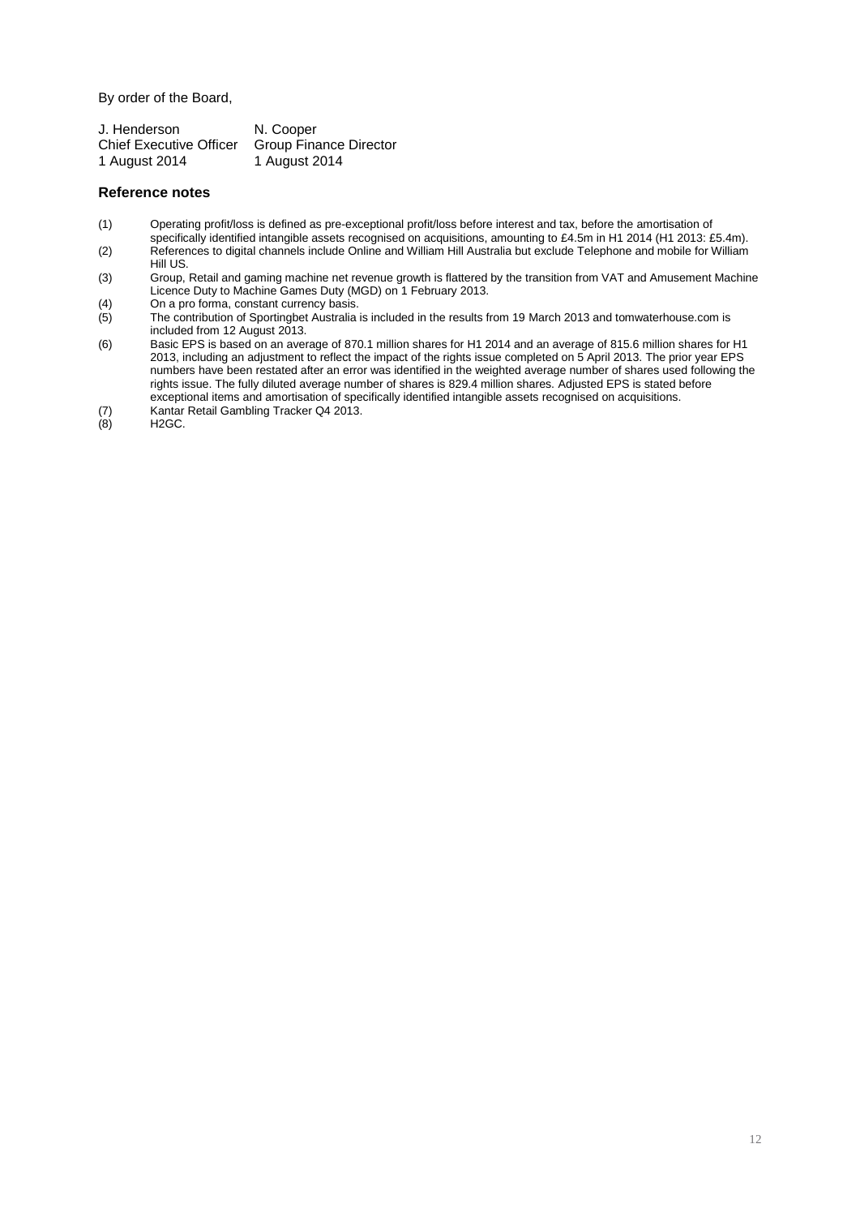By order of the Board,

| J. Henderson | N. Cooper |
|---|---|
| Chief Executive Officer | Group Finance Director |
| 1 August 2014 | 1 August 2014 |

### Reference notes

(1) Operating profit/loss is defined as pre-exceptional profit/loss before interest and tax, before the amortisation of specifically identified intangible assets recognised on acquisitions, amounting to £4.5m in H1 2014 (H1 2013: £5.4m).

(2) References to digital channels include Online and William Hill Australia but exclude Telephone and mobile for William Hill US.

(3) Group, Retail and gaming machine net revenue growth is flattered by the transition from VAT and Amusement Machine Licence Duty to Machine Games Duty (MGD) on 1 February 2013.

(4) On a pro forma, constant currency basis.

(5) The contribution of Sportingbet Australia is included in the results from 19 March 2013 and tomwaterhouse.com is included from 12 August 2013.

(6) Basic EPS is based on an average of 870.1 million shares for H1 2014 and an average of 815.6 million shares for H1 2013, including an adjustment to reflect the impact of the rights issue completed on 5 April 2013. The prior year EPS numbers have been restated after an error was identified in the weighted average number of shares used following the rights issue. The fully diluted average number of shares is 829.4 million shares. Adjusted EPS is stated before exceptional items and amortisation of specifically identified intangible assets recognised on acquisitions.

(7) Kantar Retail Gambling Tracker Q4 2013.

(8) H2GC.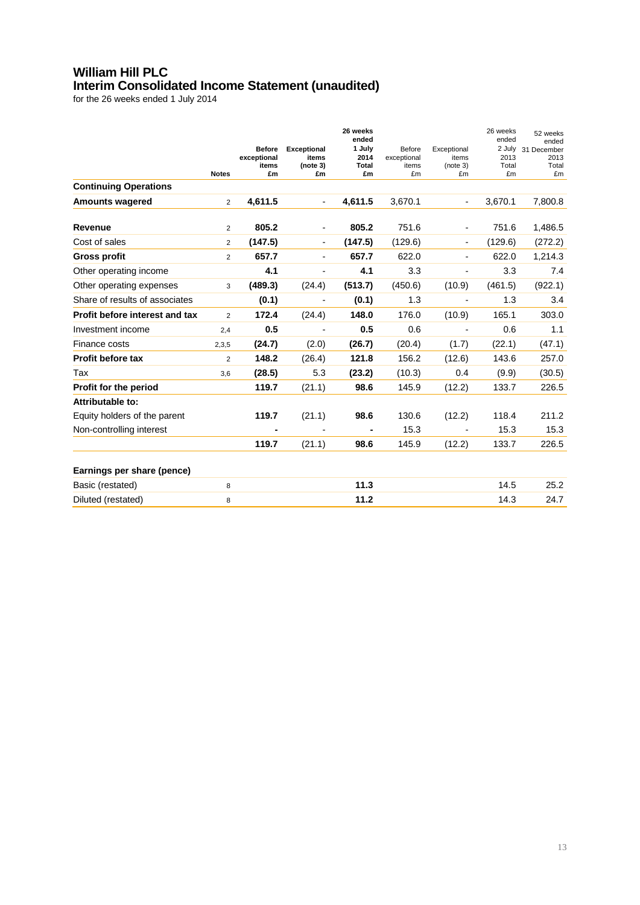# William Hill PLC
## Interim Consolidated Income Statement (unaudited)

for the 26 weeks ended 1 July 2014

| | Notes | **Before exceptional items £m** | **Exceptional items (note 3) £m** | **26 weeks ended 1 July 2014 Total £m** | Before exceptional items £m | Exceptional items (note 3) £m | 26 weeks ended 2 July 2013 Total £m | 52 weeks ended 31 December 2013 Total £m |
|---|---|---|---|---|---|---|---|---|
| **Continuing Operations** | | | | | | | | |
| **Amounts wagered** | 2 | **4,611.5** | - | **4,611.5** | 3,670.1 | - | 3,670.1 | 7,800.8 |
| **Revenue** | 2 | **805.2** | - | **805.2** | 751.6 | - | 751.6 | 1,486.5 |
| Cost of sales | 2 | **(147.5)** | - | **(147.5)** | (129.6) | - | (129.6) | (272.2) |
| **Gross profit** | 2 | **657.7** | - | **657.7** | 622.0 | - | 622.0 | 1,214.3 |
| Other operating income | | **4.1** | - | **4.1** | 3.3 | - | 3.3 | 7.4 |
| Other operating expenses | 3 | **(489.3)** | (24.4) | **(513.7)** | (450.6) | (10.9) | (461.5) | (922.1) |
| Share of results of associates | | **(0.1)** | - | **(0.1)** | 1.3 | - | 1.3 | 3.4 |
| **Profit before interest and tax** | 2 | **172.4** | (24.4) | **148.0** | 176.0 | (10.9) | 165.1 | 303.0 |
| Investment income | 2,4 | **0.5** | - | **0.5** | 0.6 | - | 0.6 | 1.1 |
| Finance costs | 2,3,5 | **(24.7)** | (2.0) | **(26.7)** | (20.4) | (1.7) | (22.1) | (47.1) |
| **Profit before tax** | 2 | **148.2** | (26.4) | **121.8** | 156.2 | (12.6) | 143.6 | 257.0 |
| Tax | 3,6 | **(28.5)** | 5.3 | **(23.2)** | (10.3) | 0.4 | (9.9) | (30.5) |
| **Profit for the period** | | **119.7** | (21.1) | **98.6** | 145.9 | (12.2) | 133.7 | 226.5 |
| **Attributable to:** | | | | | | | | |
| Equity holders of the parent | | **119.7** | (21.1) | **98.6** | 130.6 | (12.2) | 118.4 | 211.2 |
| Non-controlling interest | | **-** | - | **-** | 15.3 | - | 15.3 | 15.3 |
| | | **119.7** | (21.1) | **98.6** | 145.9 | (12.2) | 133.7 | 226.5 |
| **Earnings per share (pence)** | | | | | | | | |
| Basic (restated) | 8 | | | **11.3** | | | 14.5 | 25.2 |
| Diluted (restated) | 8 | | | **11.2** | | | 14.3 | 24.7 |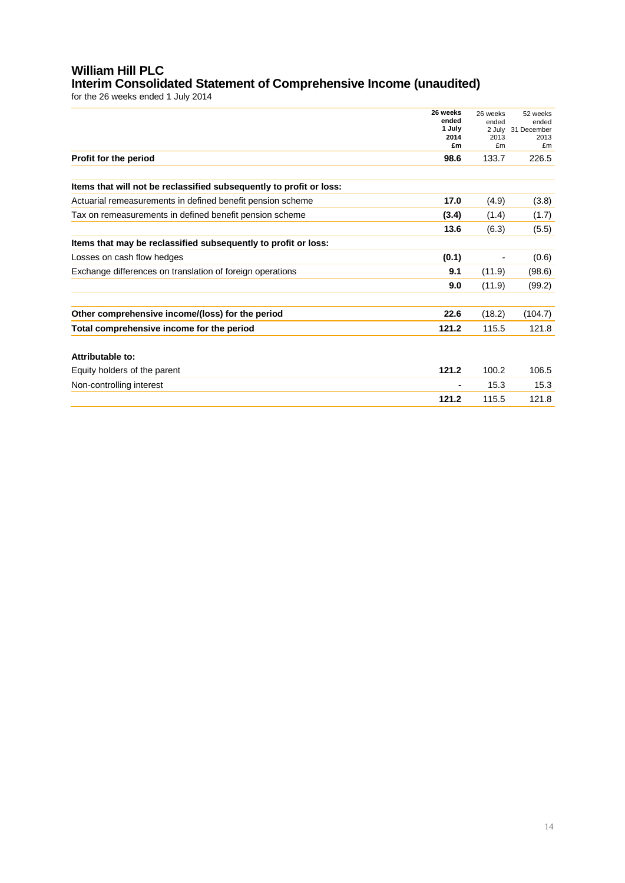# William Hill PLC
## Interim Consolidated Statement of Comprehensive Income (unaudited)
for the 26 weeks ended 1 July 2014

| | **26 weeks ended 1 July 2014 £m** | 26 weeks ended 2 July 2013 £m | 52 weeks ended 31 December 2013 £m |
|---|---|---|---|
| **Profit for the period** | **98.6** | 133.7 | 226.5 |
| | | | |
| **Items that will not be reclassified subsequently to profit or loss:** | | | |
| Actuarial remeasurements in defined benefit pension scheme | **17.0** | (4.9) | (3.8) |
| Tax on remeasurements in defined benefit pension scheme | **(3.4)** | (1.4) | (1.7) |
| | **13.6** | (6.3) | (5.5) |
| **Items that may be reclassified subsequently to profit or loss:** | | | |
| Losses on cash flow hedges | **(0.1)** | - | (0.6) |
| Exchange differences on translation of foreign operations | **9.1** | (11.9) | (98.6) |
| | **9.0** | (11.9) | (99.2) |
| | | | |
| **Other comprehensive income/(loss) for the period** | **22.6** | (18.2) | (104.7) |
| **Total comprehensive income for the period** | **121.2** | 115.5 | 121.8 |
| | | | |
| **Attributable to:** | | | |
| Equity holders of the parent | **121.2** | 100.2 | 106.5 |
| Non-controlling interest | **-** | 15.3 | 15.3 |
| | **121.2** | 115.5 | 121.8 |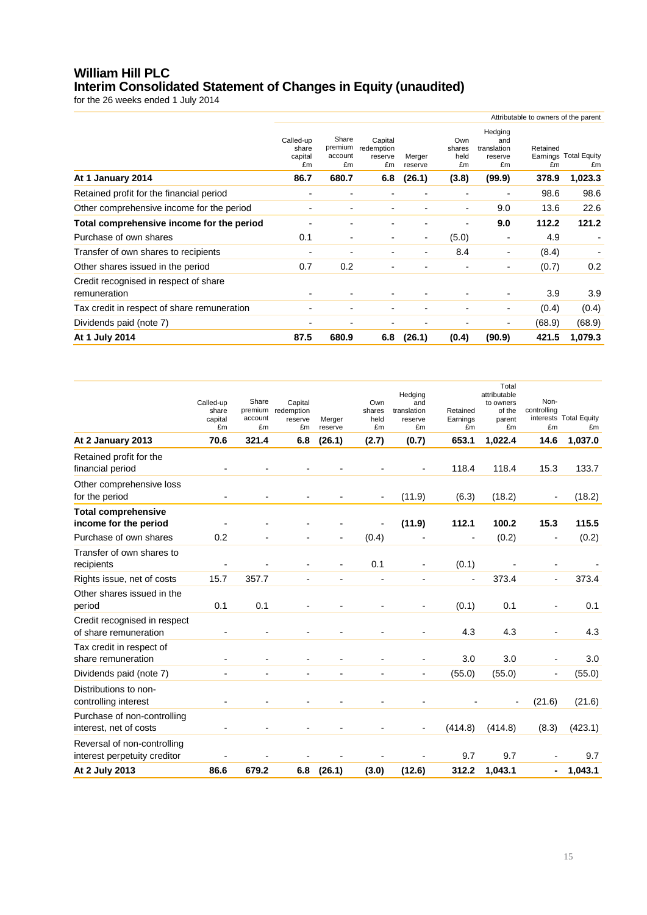# William Hill PLC

## Interim Consolidated Statement of Changes in Equity (unaudited)

for the 26 weeks ended 1 July 2014

| | Attributable to owners of the parent | | | | | | | |
|---|---|---|---|---|---|---|---|---|
| | Called-up share capital £m | Share premium account £m | Capital redemption reserve £m | Merger reserve | Own shares held £m | Hedging and translation reserve £m | Retained Earnings £m | Total Equity £m |
| **At 1 January 2014** | **86.7** | **680.7** | **6.8** | **(26.1)** | **(3.8)** | **(99.9)** | **378.9** | **1,023.3** |
| Retained profit for the financial period | - | - | - | - | - | - | 98.6 | 98.6 |
| Other comprehensive income for the period | - | - | - | - | - | 9.0 | 13.6 | 22.6 |
| **Total comprehensive income for the period** | - | - | - | - | - | **9.0** | **112.2** | **121.2** |
| Purchase of own shares | 0.1 | - | - | - | (5.0) | - | 4.9 | - |
| Transfer of own shares to recipients | - | - | - | - | 8.4 | - | (8.4) | - |
| Other shares issued in the period | 0.7 | 0.2 | - | - | - | - | (0.7) | 0.2 |
| Credit recognised in respect of share remuneration | - | - | - | - | - | - | 3.9 | 3.9 |
| Tax credit in respect of share remuneration | - | - | - | - | - | - | (0.4) | (0.4) |
| Dividends paid (note 7) | - | - | - | - | - | - | (68.9) | (68.9) |
| **At 1 July 2014** | **87.5** | **680.9** | **6.8** | **(26.1)** | **(0.4)** | **(90.9)** | **421.5** | **1,079.3** |

| | Called-up share capital £m | Share premium account £m | Capital redemption reserve £m | Merger reserve | Own shares held £m | Hedging and translation reserve £m | Retained Earnings £m | Total attributable to owners of the parent £m | Non-controlling interests £m | Total Equity £m |
|---|---|---|---|---|---|---|---|---|---|---|
| **At 2 January 2013** | **70.6** | **321.4** | **6.8** | **(26.1)** | **(2.7)** | **(0.7)** | **653.1** | **1,022.4** | **14.6** | **1,037.0** |
| Retained profit for the financial period | - | - | - | - | - | - | 118.4 | 118.4 | 15.3 | 133.7 |
| Other comprehensive loss for the period | - | - | - | - | - | (11.9) | (6.3) | (18.2) | - | (18.2) |
| **Total comprehensive income for the period** | - | - | - | - | - | **(11.9)** | **112.1** | **100.2** | **15.3** | **115.5** |
| Purchase of own shares | 0.2 | - | - | - | (0.4) | - | - | (0.2) | - | (0.2) |
| Transfer of own shares to recipients | - | - | - | - | 0.1 | - | (0.1) | - | - | - |
| Rights issue, net of costs | 15.7 | 357.7 | - | - | - | - | - | 373.4 | - | 373.4 |
| Other shares issued in the period | 0.1 | 0.1 | - | - | - | - | (0.1) | 0.1 | - | 0.1 |
| Credit recognised in respect of share remuneration | - | - | - | - | - | - | 4.3 | 4.3 | - | 4.3 |
| Tax credit in respect of share remuneration | - | - | - | - | - | - | 3.0 | 3.0 | - | 3.0 |
| Dividends paid (note 7) | - | - | - | - | - | - | (55.0) | (55.0) | - | (55.0) |
| Distributions to non-controlling interest | - | - | - | - | - | - | - | - | (21.6) | (21.6) |
| Purchase of non-controlling interest, net of costs | - | - | - | - | - | - | (414.8) | (414.8) | (8.3) | (423.1) |
| Reversal of non-controlling interest perpetuity creditor | - | - | - | - | - | - | 9.7 | 9.7 | - | 9.7 |
| **At 2 July 2013** | **86.6** | **679.2** | **6.8** | **(26.1)** | **(3.0)** | **(12.6)** | **312.2** | **1,043.1** | **-** | **1,043.1** |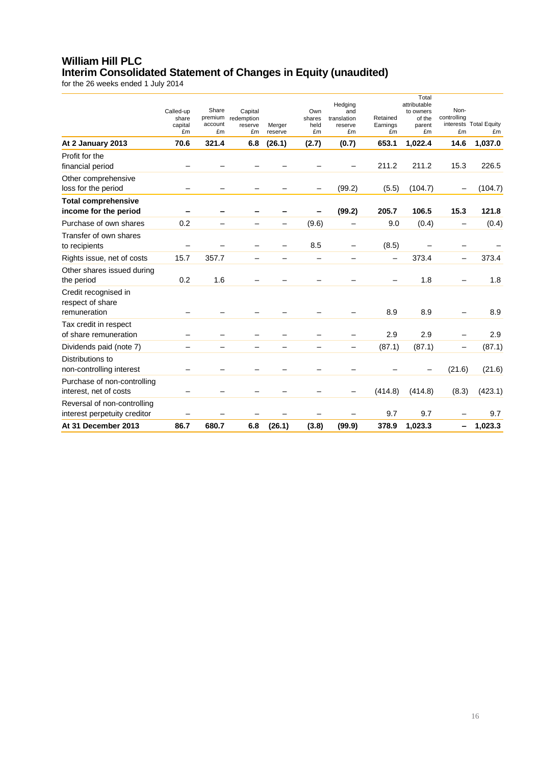# William Hill PLC
## Interim Consolidated Statement of Changes in Equity (unaudited)

for the 26 weeks ended 1 July 2014

| | Called-up share capital £m | Share premium account £m | Capital redemption reserve £m | Merger reserve | Own shares held £m | Hedging and translation reserve £m | Retained Earnings £m | Total attributable to owners of the parent £m | Non-controlling interests £m | Total Equity £m |
|---|---|---|---|---|---|---|---|---|---|---|
| **At 2 January 2013** | **70.6** | **321.4** | **6.8** | **(26.1)** | **(2.7)** | **(0.7)** | **653.1** | **1,022.4** | **14.6** | **1,037.0** |
| Profit for the financial period | – | – | – | – | – | – | 211.2 | 211.2 | 15.3 | 226.5 |
| Other comprehensive loss for the period | – | – | – | – | – | (99.2) | (5.5) | (104.7) | – | (104.7) |
| **Total comprehensive income for the period** | **–** | **–** | **–** | **–** | **–** | **(99.2)** | **205.7** | **106.5** | **15.3** | **121.8** |
| Purchase of own shares | 0.2 | – | – | – | (9.6) | – | 9.0 | (0.4) | – | (0.4) |
| Transfer of own shares to recipients | – | – | – | – | 8.5 | – | (8.5) | – | – | – |
| Rights issue, net of costs | 15.7 | 357.7 | – | – | – | – | – | 373.4 | – | 373.4 |
| Other shares issued during the period | 0.2 | 1.6 | – | – | – | – | – | 1.8 | – | 1.8 |
| Credit recognised in respect of share remuneration | – | – | – | – | – | – | 8.9 | 8.9 | – | 8.9 |
| Tax credit in respect of share remuneration | – | – | – | – | – | – | 2.9 | 2.9 | – | 2.9 |
| Dividends paid (note 7) | – | – | – | – | – | – | (87.1) | (87.1) | – | (87.1) |
| Distributions to non-controlling interest | – | – | – | – | – | – | – | – | (21.6) | (21.6) |
| Purchase of non-controlling interest, net of costs | – | – | – | – | – | – | (414.8) | (414.8) | (8.3) | (423.1) |
| Reversal of non-controlling interest perpetuity creditor | – | – | – | – | – | – | 9.7 | 9.7 | – | 9.7 |
| **At 31 December 2013** | **86.7** | **680.7** | **6.8** | **(26.1)** | **(3.8)** | **(99.9)** | **378.9** | **1,023.3** | **–** | **1,023.3** |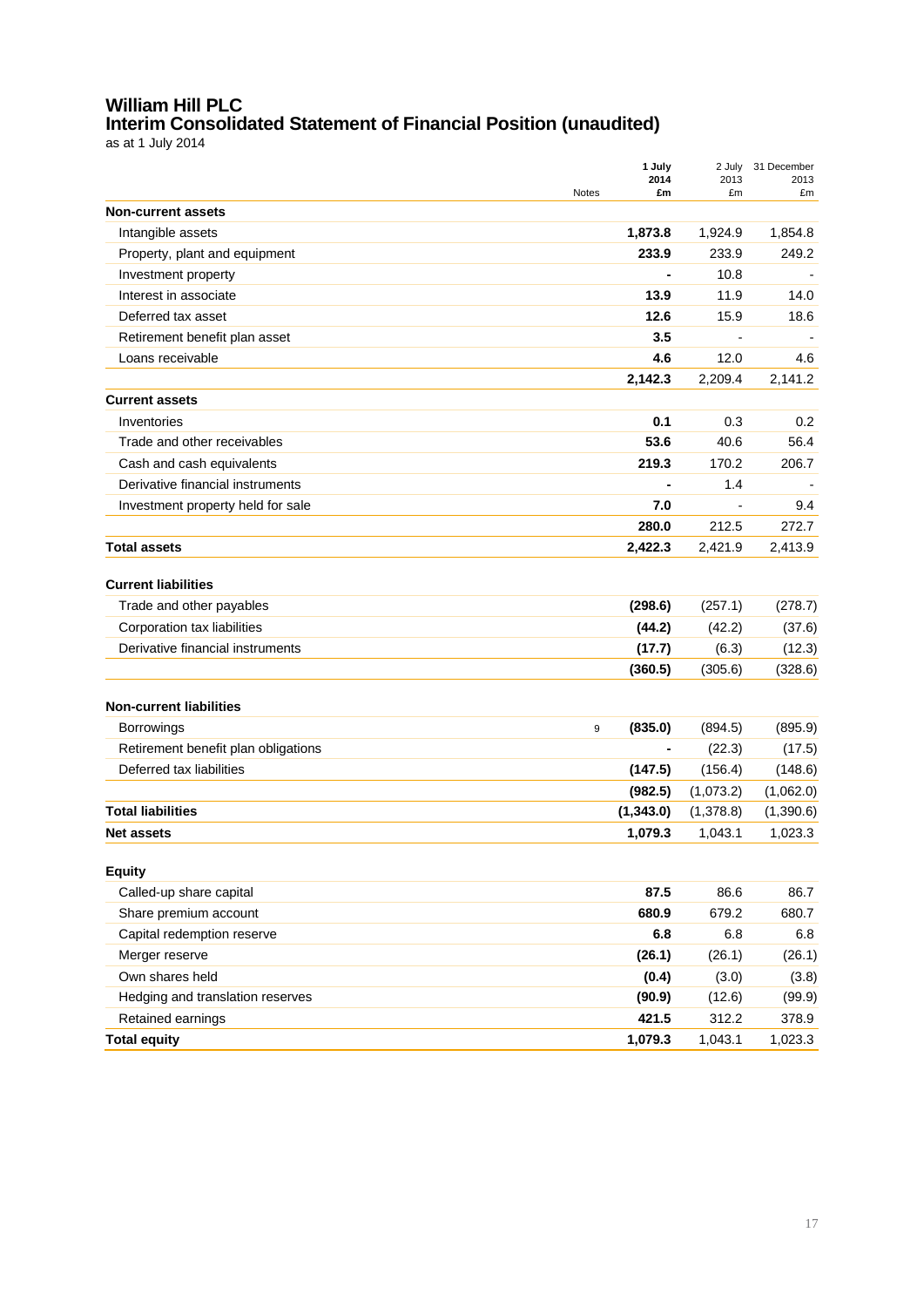# William Hill PLC

## Interim Consolidated Statement of Financial Position (unaudited)

as at 1 July 2014

| | Notes | 1 July 2014 £m | 2 July 2013 £m | 31 December 2013 £m |
|---|---|---|---|---|
| **Non-current assets** | | | | |
| Intangible assets | | **1,873.8** | 1,924.9 | 1,854.8 |
| Property, plant and equipment | | **233.9** | 233.9 | 249.2 |
| Investment property | | **-** | 10.8 | - |
| Interest in associate | | **13.9** | 11.9 | 14.0 |
| Deferred tax asset | | **12.6** | 15.9 | 18.6 |
| Retirement benefit plan asset | | **3.5** | - | - |
| Loans receivable | | **4.6** | 12.0 | 4.6 |
| | | **2,142.3** | 2,209.4 | 2,141.2 |
| **Current assets** | | | | |
| Inventories | | **0.1** | 0.3 | 0.2 |
| Trade and other receivables | | **53.6** | 40.6 | 56.4 |
| Cash and cash equivalents | | **219.3** | 170.2 | 206.7 |
| Derivative financial instruments | | **-** | 1.4 | - |
| Investment property held for sale | | **7.0** | - | 9.4 |
| | | **280.0** | 212.5 | 272.7 |
| **Total assets** | | **2,422.3** | 2,421.9 | 2,413.9 |
| **Current liabilities** | | | | |
| Trade and other payables | | **(298.6)** | (257.1) | (278.7) |
| Corporation tax liabilities | | **(44.2)** | (42.2) | (37.6) |
| Derivative financial instruments | | **(17.7)** | (6.3) | (12.3) |
| | | **(360.5)** | (305.6) | (328.6) |
| **Non-current liabilities** | | | | |
| Borrowings | 9 | **(835.0)** | (894.5) | (895.9) |
| Retirement benefit plan obligations | | **-** | (22.3) | (17.5) |
| Deferred tax liabilities | | **(147.5)** | (156.4) | (148.6) |
| | | **(982.5)** | (1,073.2) | (1,062.0) |
| **Total liabilities** | | **(1,343.0)** | (1,378.8) | (1,390.6) |
| **Net assets** | | **1,079.3** | 1,043.1 | 1,023.3 |
| **Equity** | | | | |
| Called-up share capital | | **87.5** | 86.6 | 86.7 |
| Share premium account | | **680.9** | 679.2 | 680.7 |
| Capital redemption reserve | | **6.8** | 6.8 | 6.8 |
| Merger reserve | | **(26.1)** | (26.1) | (26.1) |
| Own shares held | | **(0.4)** | (3.0) | (3.8) |
| Hedging and translation reserves | | **(90.9)** | (12.6) | (99.9) |
| Retained earnings | | **421.5** | 312.2 | 378.9 |
| **Total equity** | | **1,079.3** | 1,043.1 | 1,023.3 |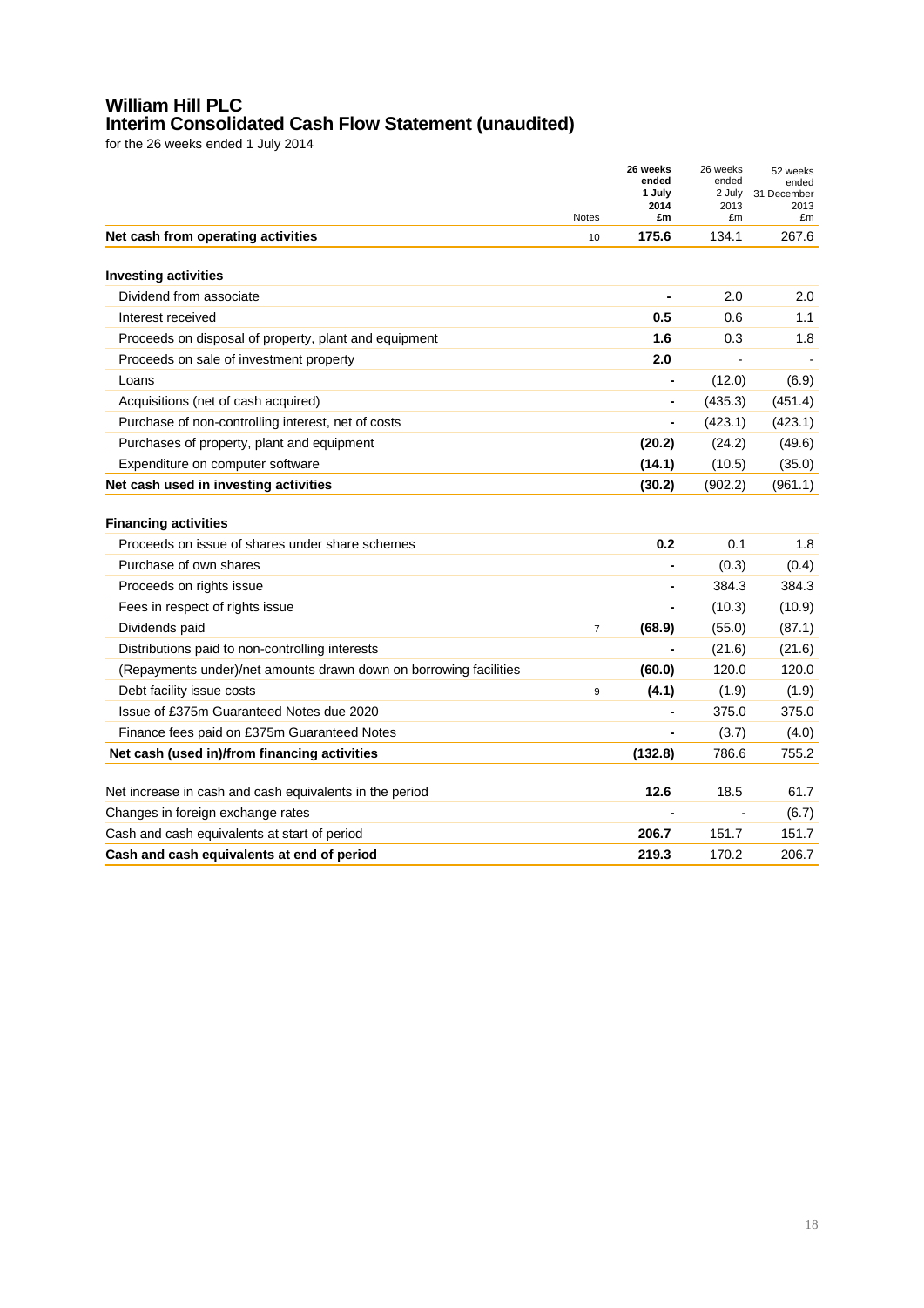# William Hill PLC
## Interim Consolidated Cash Flow Statement (unaudited)

for the 26 weeks ended 1 July 2014

| | Notes | **26 weeks ended 1 July 2014 £m** | 26 weeks ended 2 July 2013 £m | 52 weeks ended 31 December 2013 £m |
|---|---|---|---|---|
| **Net cash from operating activities** | 10 | **175.6** | 134.1 | 267.6 |
| | | | | |
| **Investing activities** | | | | |
| Dividend from associate | | **-** | 2.0 | 2.0 |
| Interest received | | **0.5** | 0.6 | 1.1 |
| Proceeds on disposal of property, plant and equipment | | **1.6** | 0.3 | 1.8 |
| Proceeds on sale of investment property | | **2.0** | - | - |
| Loans | | **-** | (12.0) | (6.9) |
| Acquisitions (net of cash acquired) | | **-** | (435.3) | (451.4) |
| Purchase of non-controlling interest, net of costs | | **-** | (423.1) | (423.1) |
| Purchases of property, plant and equipment | | **(20.2)** | (24.2) | (49.6) |
| Expenditure on computer software | | **(14.1)** | (10.5) | (35.0) |
| **Net cash used in investing activities** | | **(30.2)** | (902.2) | (961.1) |
| | | | | |
| **Financing activities** | | | | |
| Proceeds on issue of shares under share schemes | | **0.2** | 0.1 | 1.8 |
| Purchase of own shares | | **-** | (0.3) | (0.4) |
| Proceeds on rights issue | | **-** | 384.3 | 384.3 |
| Fees in respect of rights issue | | **-** | (10.3) | (10.9) |
| Dividends paid | 7 | **(68.9)** | (55.0) | (87.1) |
| Distributions paid to non-controlling interests | | **-** | (21.6) | (21.6) |
| (Repayments under)/net amounts drawn down on borrowing facilities | | **(60.0)** | 120.0 | 120.0 |
| Debt facility issue costs | 9 | **(4.1)** | (1.9) | (1.9) |
| Issue of £375m Guaranteed Notes due 2020 | | **-** | 375.0 | 375.0 |
| Finance fees paid on £375m Guaranteed Notes | | **-** | (3.7) | (4.0) |
| **Net cash (used in)/from financing activities** | | **(132.8)** | 786.6 | 755.2 |
| | | | | |
| Net increase in cash and cash equivalents in the period | | **12.6** | 18.5 | 61.7 |
| Changes in foreign exchange rates | | **-** | - | (6.7) |
| Cash and cash equivalents at start of period | | **206.7** | 151.7 | 151.7 |
| **Cash and cash equivalents at end of period** | | **219.3** | 170.2 | 206.7 |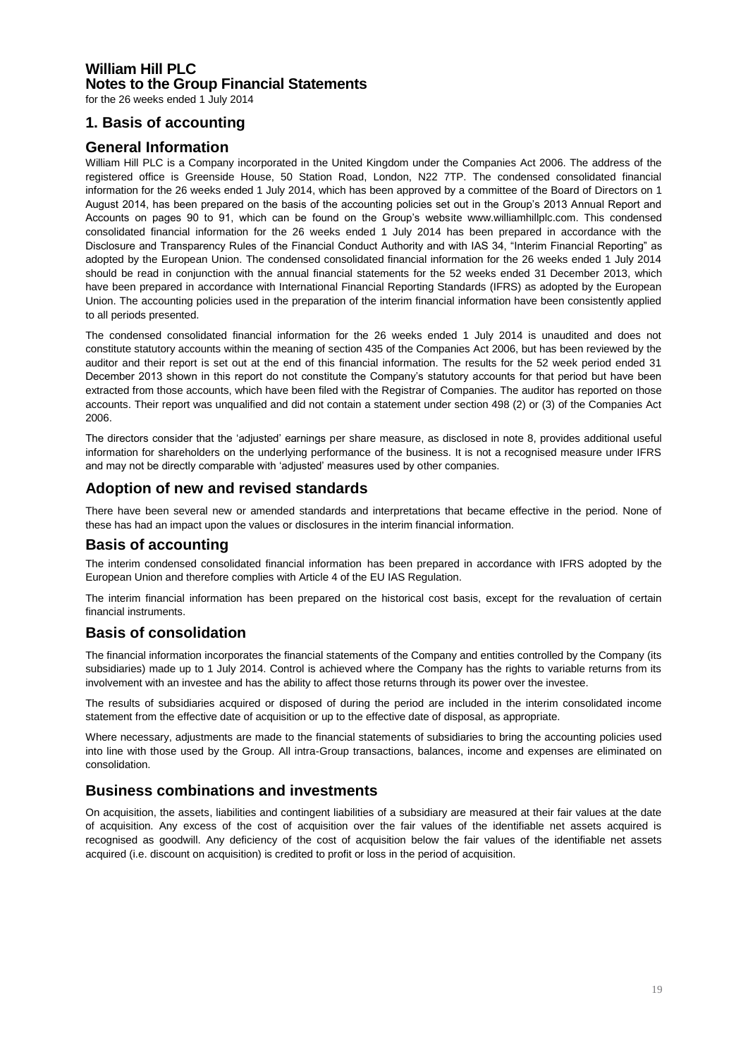# William Hill PLC
## Notes to the Group Financial Statements

for the 26 weeks ended 1 July 2014

## 1. Basis of accounting

### General Information

William Hill PLC is a Company incorporated in the United Kingdom under the Companies Act 2006. The address of the registered office is Greenside House, 50 Station Road, London, N22 7TP. The condensed consolidated financial information for the 26 weeks ended 1 July 2014, which has been approved by a committee of the Board of Directors on 1 August 2014, has been prepared on the basis of the accounting policies set out in the Group's 2013 Annual Report and Accounts on pages 90 to 91, which can be found on the Group's website www.williamhillplc.com. This condensed consolidated financial information for the 26 weeks ended 1 July 2014 has been prepared in accordance with the Disclosure and Transparency Rules of the Financial Conduct Authority and with IAS 34, "Interim Financial Reporting" as adopted by the European Union. The condensed consolidated financial information for the 26 weeks ended 1 July 2014 should be read in conjunction with the annual financial statements for the 52 weeks ended 31 December 2013, which have been prepared in accordance with International Financial Reporting Standards (IFRS) as adopted by the European Union. The accounting policies used in the preparation of the interim financial information have been consistently applied to all periods presented.

The condensed consolidated financial information for the 26 weeks ended 1 July 2014 is unaudited and does not constitute statutory accounts within the meaning of section 435 of the Companies Act 2006, but has been reviewed by the auditor and their report is set out at the end of this financial information. The results for the 52 week period ended 31 December 2013 shown in this report do not constitute the Company's statutory accounts for that period but have been extracted from those accounts, which have been filed with the Registrar of Companies. The auditor has reported on those accounts. Their report was unqualified and did not contain a statement under section 498 (2) or (3) of the Companies Act 2006.

The directors consider that the 'adjusted' earnings per share measure, as disclosed in note 8, provides additional useful information for shareholders on the underlying performance of the business. It is not a recognised measure under IFRS and may not be directly comparable with 'adjusted' measures used by other companies.

### Adoption of new and revised standards

There have been several new or amended standards and interpretations that became effective in the period. None of these has had an impact upon the values or disclosures in the interim financial information.

### Basis of accounting

The interim condensed consolidated financial information has been prepared in accordance with IFRS adopted by the European Union and therefore complies with Article 4 of the EU IAS Regulation.

The interim financial information has been prepared on the historical cost basis, except for the revaluation of certain financial instruments.

### Basis of consolidation

The financial information incorporates the financial statements of the Company and entities controlled by the Company (its subsidiaries) made up to 1 July 2014. Control is achieved where the Company has the rights to variable returns from its involvement with an investee and has the ability to affect those returns through its power over the investee.

The results of subsidiaries acquired or disposed of during the period are included in the interim consolidated income statement from the effective date of acquisition or up to the effective date of disposal, as appropriate.

Where necessary, adjustments are made to the financial statements of subsidiaries to bring the accounting policies used into line with those used by the Group. All intra-Group transactions, balances, income and expenses are eliminated on consolidation.

### Business combinations and investments

On acquisition, the assets, liabilities and contingent liabilities of a subsidiary are measured at their fair values at the date of acquisition. Any excess of the cost of acquisition over the fair values of the identifiable net assets acquired is recognised as goodwill. Any deficiency of the cost of acquisition below the fair values of the identifiable net assets acquired (i.e. discount on acquisition) is credited to profit or loss in the period of acquisition.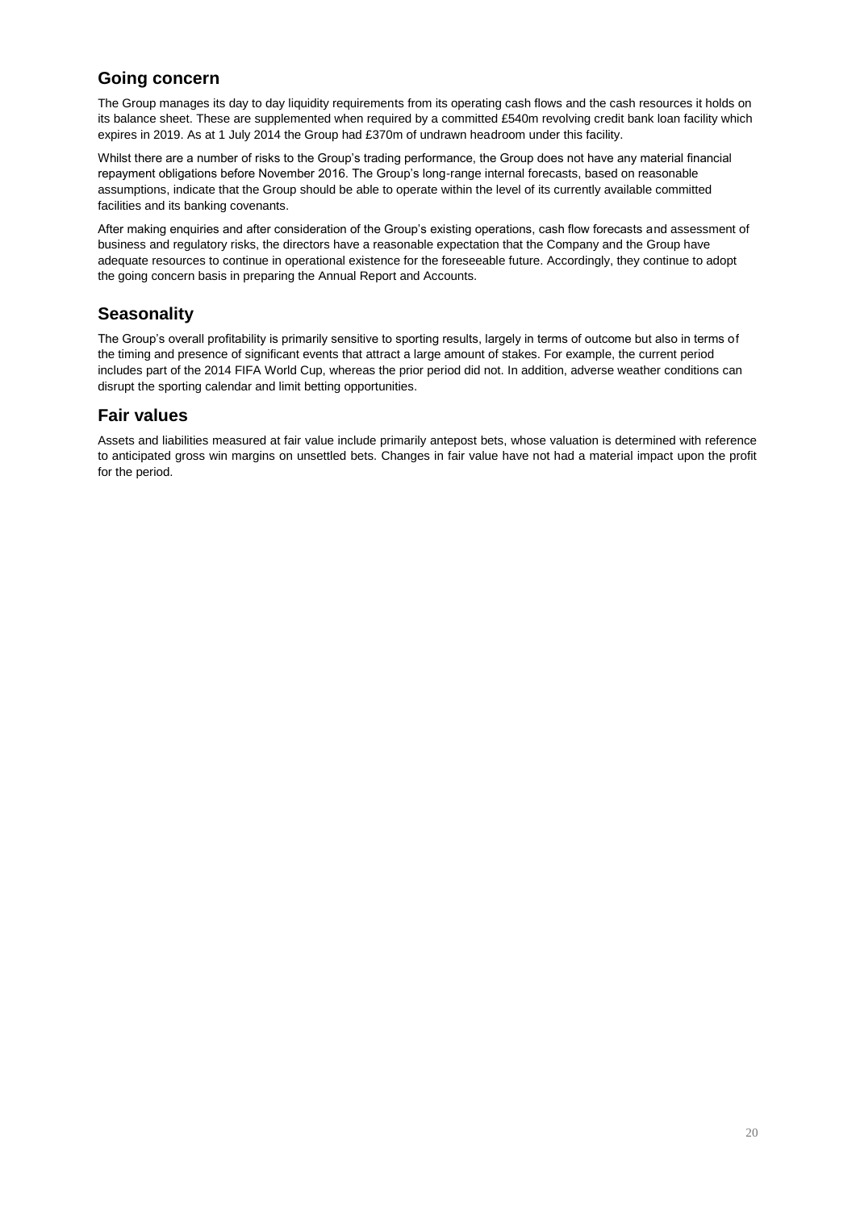## Going concern

The Group manages its day to day liquidity requirements from its operating cash flows and the cash resources it holds on its balance sheet. These are supplemented when required by a committed £540m revolving credit bank loan facility which expires in 2019. As at 1 July 2014 the Group had £370m of undrawn headroom under this facility.

Whilst there are a number of risks to the Group's trading performance, the Group does not have any material financial repayment obligations before November 2016. The Group's long-range internal forecasts, based on reasonable assumptions, indicate that the Group should be able to operate within the level of its currently available committed facilities and its banking covenants.

After making enquiries and after consideration of the Group's existing operations, cash flow forecasts and assessment of business and regulatory risks, the directors have a reasonable expectation that the Company and the Group have adequate resources to continue in operational existence for the foreseeable future. Accordingly, they continue to adopt the going concern basis in preparing the Annual Report and Accounts.

## Seasonality

The Group's overall profitability is primarily sensitive to sporting results, largely in terms of outcome but also in terms of the timing and presence of significant events that attract a large amount of stakes. For example, the current period includes part of the 2014 FIFA World Cup, whereas the prior period did not. In addition, adverse weather conditions can disrupt the sporting calendar and limit betting opportunities.

## Fair values

Assets and liabilities measured at fair value include primarily antepost bets, whose valuation is determined with reference to anticipated gross win margins on unsettled bets. Changes in fair value have not had a material impact upon the profit for the period.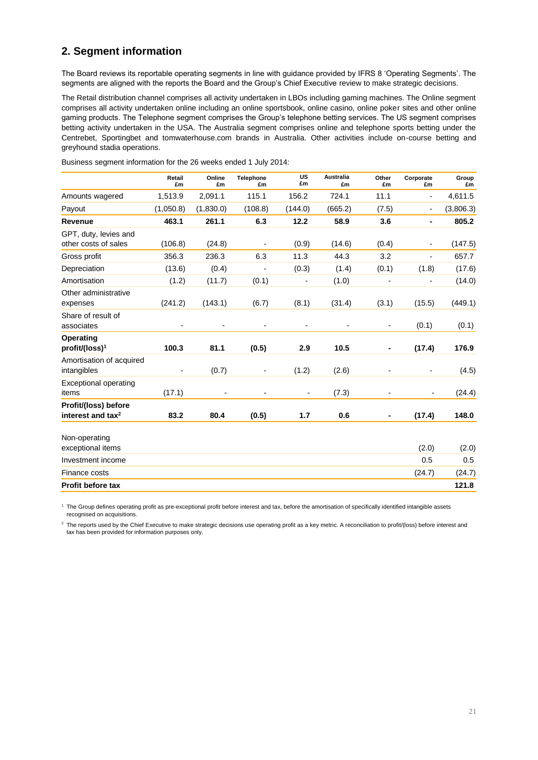## 2. Segment information

The Board reviews its reportable operating segments in line with guidance provided by IFRS 8 'Operating Segments'. The segments are aligned with the reports the Board and the Group's Chief Executive review to make strategic decisions.

The Retail distribution channel comprises all activity undertaken in LBOs including gaming machines. The Online segment comprises all activity undertaken online including an online sportsbook, online casino, online poker sites and other online gaming products. The Telephone segment comprises the Group's telephone betting services. The US segment comprises betting activity undertaken in the USA. The Australia segment comprises online and telephone sports betting under the Centrebet, Sportingbet and tomwaterhouse.com brands in Australia. Other activities include on-course betting and greyhound stadia operations.

Business segment information for the 26 weeks ended 1 July 2014:

| | Retail £m | Online £m | Telephone £m | US £m | Australia £m | Other £m | Corporate £m | Group £m |
|---|---|---|---|---|---|---|---|---|
| Amounts wagered | 1,513.9 | 2,091.1 | 115.1 | 156.2 | 724.1 | 11.1 | - | 4,611.5 |
| Payout | (1,050.8) | (1,830.0) | (108.8) | (144.0) | (665.2) | (7.5) | - | (3,806.3) |
| **Revenue** | **463.1** | **261.1** | **6.3** | **12.2** | **58.9** | **3.6** | **-** | **805.2** |
| GPT, duty, levies and other costs of sales | (106.8) | (24.8) | - | (0.9) | (14.6) | (0.4) | - | (147.5) |
| Gross profit | 356.3 | 236.3 | 6.3 | 11.3 | 44.3 | 3.2 | - | 657.7 |
| Depreciation | (13.6) | (0.4) | - | (0.3) | (1.4) | (0.1) | (1.8) | (17.6) |
| Amortisation | (1.2) | (11.7) | (0.1) | - | (1.0) | - | - | (14.0) |
| Other administrative expenses | (241.2) | (143.1) | (6.7) | (8.1) | (31.4) | (3.1) | (15.5) | (449.1) |
| Share of result of associates | - | - | - | - | - | - | (0.1) | (0.1) |
| **Operating profit/(loss)[1]** | **100.3** | **81.1** | **(0.5)** | **2.9** | **10.5** | **-** | **(17.4)** | **176.9** |
| Amortisation of acquired intangibles | - | (0.7) | - | (1.2) | (2.6) | - | - | (4.5) |
| Exceptional operating items | (17.1) | - | - | - | (7.3) | - | - | (24.4) |
| **Profit/(loss) before interest and tax[2]** | **83.2** | **80.4** | **(0.5)** | **1.7** | **0.6** | **-** | **(17.4)** | **148.0** |
| Non-operating exceptional items | | | | | | | (2.0) | (2.0) |
| Investment income | | | | | | | 0.5 | 0.5 |
| Finance costs | | | | | | | (24.7) | (24.7) |
| **Profit before tax** | | | | | | | | **121.8** |

[1] The Group defines operating profit as pre-exceptional profit before interest and tax, before the amortisation of specifically identified intangible assets recognised on acquisitions.

[2] The reports used by the Chief Executive to make strategic decisions use operating profit as a key metric. A reconciliation to profit/(loss) before interest and tax has been provided for information purposes only.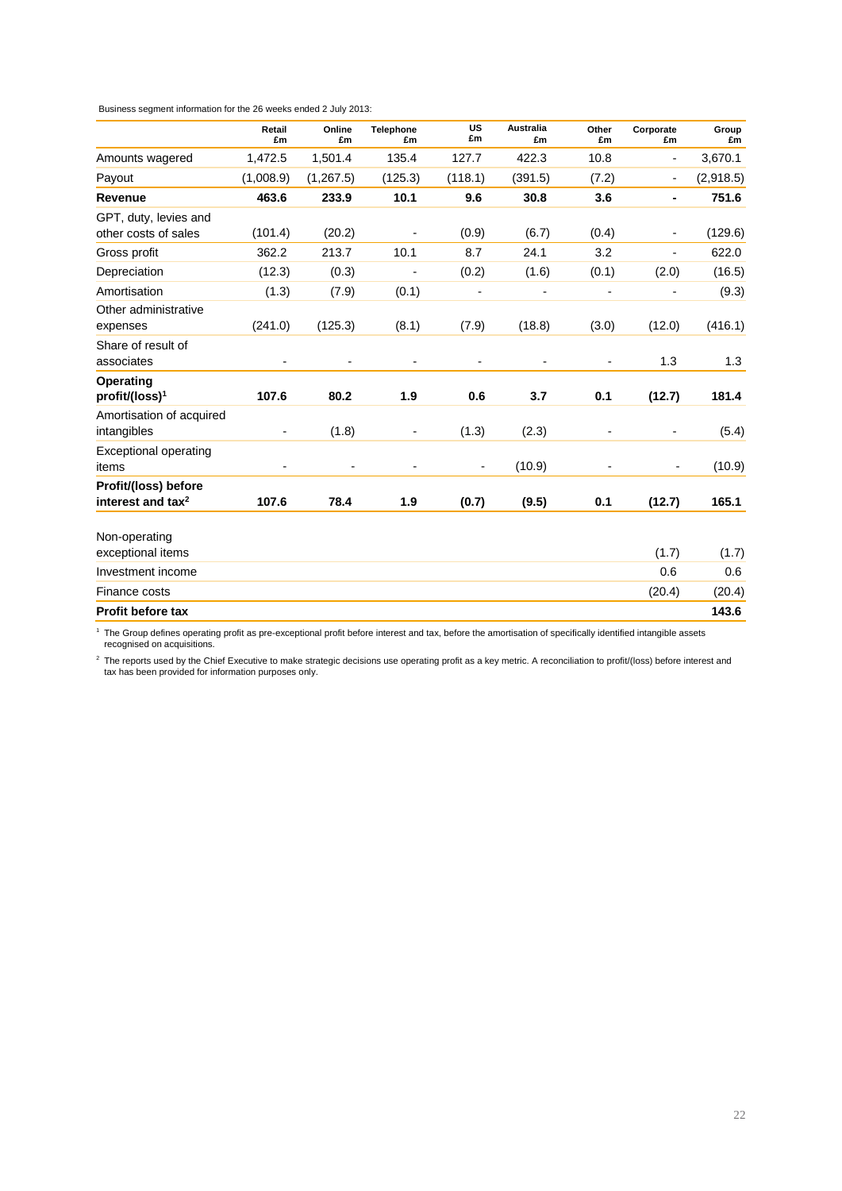Business segment information for the 26 weeks ended 2 July 2013:

| | Retail £m | Online £m | Telephone £m | US £m | Australia £m | Other £m | Corporate £m | Group £m |
|---|---|---|---|---|---|---|---|---|
| Amounts wagered | 1,472.5 | 1,501.4 | 135.4 | 127.7 | 422.3 | 10.8 | - | 3,670.1 |
| Payout | (1,008.9) | (1,267.5) | (125.3) | (118.1) | (391.5) | (7.2) | - | (2,918.5) |
| **Revenue** | **463.6** | **233.9** | **10.1** | **9.6** | **30.8** | **3.6** | **-** | **751.6** |
| GPT, duty, levies and other costs of sales | (101.4) | (20.2) | - | (0.9) | (6.7) | (0.4) | - | (129.6) |
| Gross profit | 362.2 | 213.7 | 10.1 | 8.7 | 24.1 | 3.2 | - | 622.0 |
| Depreciation | (12.3) | (0.3) | - | (0.2) | (1.6) | (0.1) | (2.0) | (16.5) |
| Amortisation | (1.3) | (7.9) | (0.1) | - | - | - | - | (9.3) |
| Other administrative expenses | (241.0) | (125.3) | (8.1) | (7.9) | (18.8) | (3.0) | (12.0) | (416.1) |
| Share of result of associates | - | - | - | - | - | - | 1.3 | 1.3 |
| **Operating profit/(loss)[1]** | **107.6** | **80.2** | **1.9** | **0.6** | **3.7** | **0.1** | **(12.7)** | **181.4** |
| Amortisation of acquired intangibles | - | (1.8) | - | (1.3) | (2.3) | - | - | (5.4) |
| Exceptional operating items | - | - | - | - | (10.9) | - | - | (10.9) |
| **Profit/(loss) before interest and tax[2]** | **107.6** | **78.4** | **1.9** | **(0.7)** | **(9.5)** | **0.1** | **(12.7)** | **165.1** |
| Non-operating exceptional items | | | | | | | (1.7) | (1.7) |
| Investment income | | | | | | | 0.6 | 0.6 |
| Finance costs | | | | | | | (20.4) | (20.4) |
| **Profit before tax** | | | | | | | | **143.6** |

[1] The Group defines operating profit as pre-exceptional profit before interest and tax, before the amortisation of specifically identified intangible assets recognised on acquisitions.

[2] The reports used by the Chief Executive to make strategic decisions use operating profit as a key metric. A reconciliation to profit/(loss) before interest and tax has been provided for information purposes only.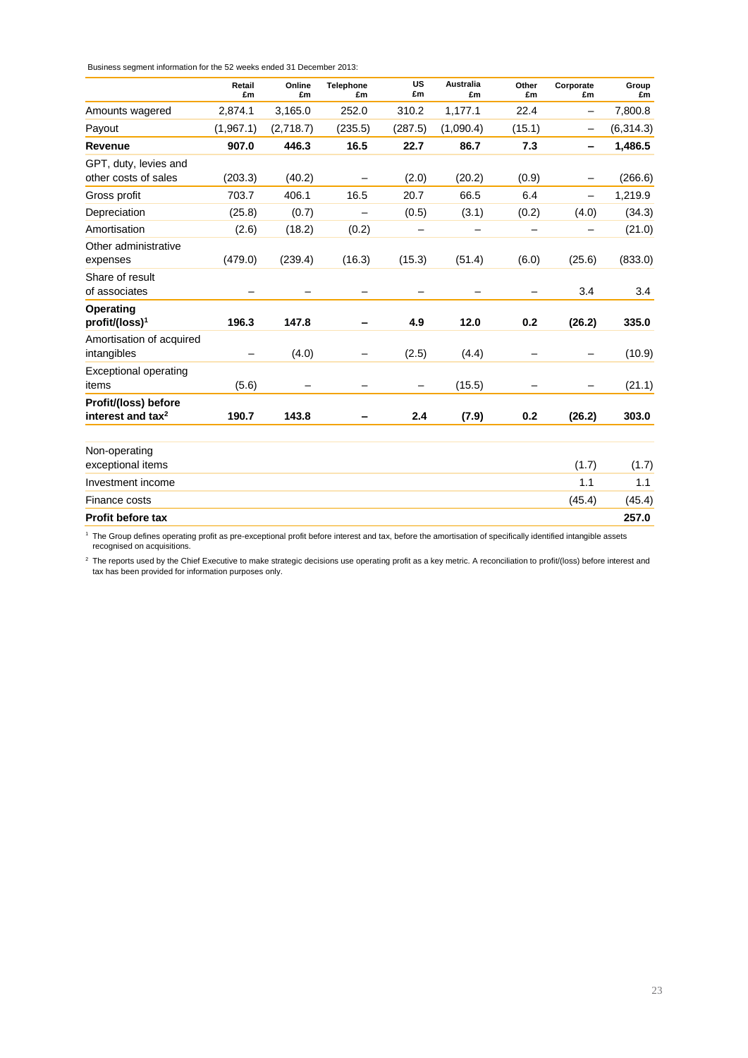Business segment information for the 52 weeks ended 31 December 2013:

| | Retail £m | Online £m | Telephone £m | US £m | Australia £m | Other £m | Corporate £m | Group £m |
|---|---|---|---|---|---|---|---|---|
| Amounts wagered | 2,874.1 | 3,165.0 | 252.0 | 310.2 | 1,177.1 | 22.4 | – | 7,800.8 |
| Payout | (1,967.1) | (2,718.7) | (235.5) | (287.5) | (1,090.4) | (15.1) | – | (6,314.3) |
| **Revenue** | **907.0** | **446.3** | **16.5** | **22.7** | **86.7** | **7.3** | **–** | **1,486.5** |
| GPT, duty, levies and other costs of sales | (203.3) | (40.2) | – | (2.0) | (20.2) | (0.9) | – | (266.6) |
| Gross profit | 703.7 | 406.1 | 16.5 | 20.7 | 66.5 | 6.4 | – | 1,219.9 |
| Depreciation | (25.8) | (0.7) | – | (0.5) | (3.1) | (0.2) | (4.0) | (34.3) |
| Amortisation | (2.6) | (18.2) | (0.2) | – | – | – | – | (21.0) |
| Other administrative expenses | (479.0) | (239.4) | (16.3) | (15.3) | (51.4) | (6.0) | (25.6) | (833.0) |
| Share of result of associates | – | – | – | – | – | – | 3.4 | 3.4 |
| **Operating profit/(loss)[1]** | **196.3** | **147.8** | **–** | **4.9** | **12.0** | **0.2** | **(26.2)** | **335.0** |
| Amortisation of acquired intangibles | – | (4.0) | – | (2.5) | (4.4) | – | – | (10.9) |
| Exceptional operating items | (5.6) | – | – | – | (15.5) | – | – | (21.1) |
| **Profit/(loss) before interest and tax[2]** | **190.7** | **143.8** | **–** | **2.4** | **(7.9)** | **0.2** | **(26.2)** | **303.0** |
| | | | | | | | | |
| Non-operating exceptional items | | | | | | | (1.7) | (1.7) |
| Investment income | | | | | | | 1.1 | 1.1 |
| Finance costs | | | | | | | (45.4) | (45.4) |
| **Profit before tax** | | | | | | | | **257.0** |

[1] The Group defines operating profit as pre-exceptional profit before interest and tax, before the amortisation of specifically identified intangible assets recognised on acquisitions.

[2] The reports used by the Chief Executive to make strategic decisions use operating profit as a key metric. A reconciliation to profit/(loss) before interest and tax has been provided for information purposes only.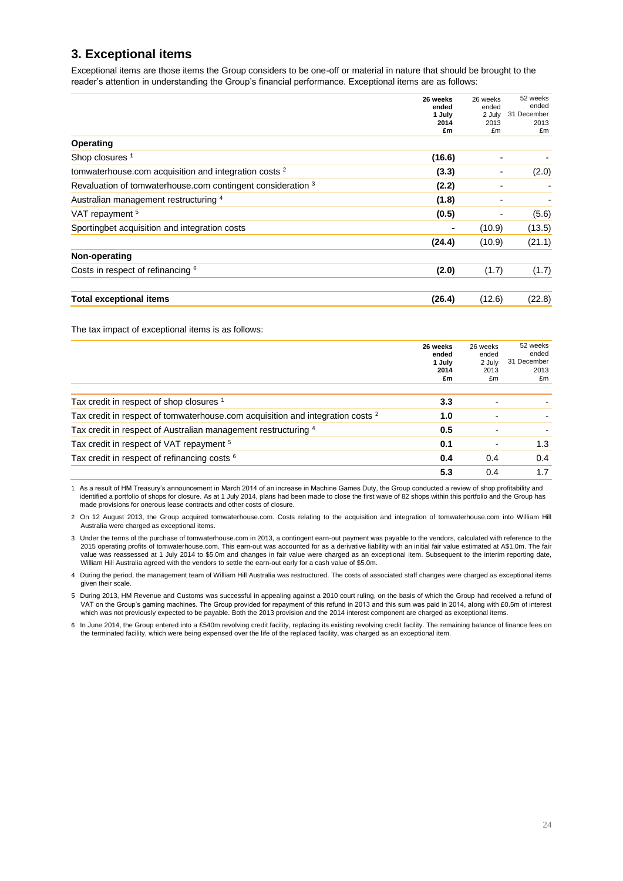## 3. Exceptional items

Exceptional items are those items the Group considers to be one-off or material in nature that should be brought to the reader's attention in understanding the Group's financial performance. Exceptional items are as follows:

| | **26 weeks ended 1 July 2014 £m** | 26 weeks ended 2 July 2013 £m | 52 weeks ended 31 December 2013 £m |
|---|---|---|---|
| **Operating** | | | |
| Shop closures [1] | **(16.6)** | - | - |
| tomwaterhouse.com acquisition and integration costs [2] | **(3.3)** | - | (2.0) |
| Revaluation of tomwaterhouse.com contingent consideration [3] | **(2.2)** | - | - |
| Australian management restructuring [4] | **(1.8)** | - | - |
| VAT repayment [5] | **(0.5)** | - | (5.6) |
| Sportingbet acquisition and integration costs | **-** | (10.9) | (13.5) |
| | **(24.4)** | (10.9) | (21.1) |
| **Non-operating** | | | |
| Costs in respect of refinancing [6] | **(2.0)** | (1.7) | (1.7) |
| **Total exceptional items** | **(26.4)** | (12.6) | (22.8) |

The tax impact of exceptional items is as follows:

| | **26 weeks ended 1 July 2014 £m** | 26 weeks ended 2 July 2013 £m | 52 weeks ended 31 December 2013 £m |
|---|---|---|---|
| Tax credit in respect of shop closures [1] | **3.3** | - | - |
| Tax credit in respect of tomwaterhouse.com acquisition and integration costs [2] | **1.0** | - | - |
| Tax credit in respect of Australian management restructuring [4] | **0.5** | - | - |
| Tax credit in respect of VAT repayment [5] | **0.1** | - | 1.3 |
| Tax credit in respect of refinancing costs [6] | **0.4** | 0.4 | 0.4 |
| | **5.3** | 0.4 | 1.7 |

1 As a result of HM Treasury's announcement in March 2014 of an increase in Machine Games Duty, the Group conducted a review of shop profitability and identified a portfolio of shops for closure. As at 1 July 2014, plans had been made to close the first wave of 82 shops within this portfolio and the Group has made provisions for onerous lease contracts and other costs of closure.

2 On 12 August 2013, the Group acquired tomwaterhouse.com. Costs relating to the acquisition and integration of tomwaterhouse.com into William Hill Australia were charged as exceptional items.

3 Under the terms of the purchase of tomwaterhouse.com in 2013, a contingent earn-out payment was payable to the vendors, calculated with reference to the 2015 operating profits of tomwaterhouse.com. This earn-out was accounted for as a derivative liability with an initial fair value estimated at A$1.0m. The fair value was reassessed at 1 July 2014 to $5.0m and changes in fair value were charged as an exceptional item. Subsequent to the interim reporting date, William Hill Australia agreed with the vendors to settle the earn-out early for a cash value of $5.0m.

4 During the period, the management team of William Hill Australia was restructured. The costs of associated staff changes were charged as exceptional items given their scale.

5 During 2013, HM Revenue and Customs was successful in appealing against a 2010 court ruling, on the basis of which the Group had received a refund of VAT on the Group's gaming machines. The Group provided for repayment of this refund in 2013 and this sum was paid in 2014, along with £0.5m of interest which was not previously expected to be payable. Both the 2013 provision and the 2014 interest component are charged as exceptional items.

6 In June 2014, the Group entered into a £540m revolving credit facility, replacing its existing revolving credit facility. The remaining balance of finance fees on the terminated facility, which were being expensed over the life of the replaced facility, was charged as an exceptional item.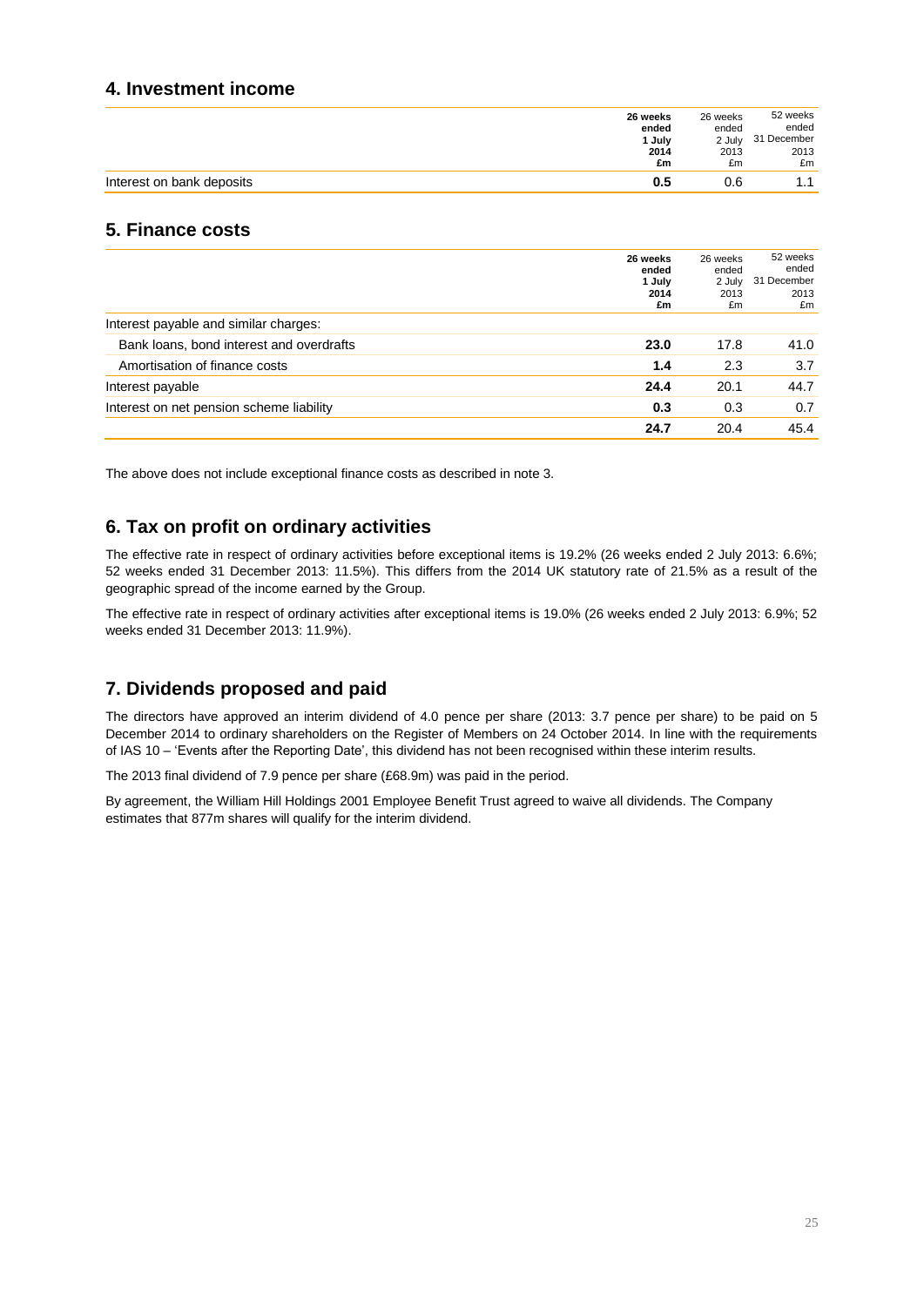## 4. Investment income

| | 26 weeks ended 1 July 2014 £m | 26 weeks ended 2 July 2013 £m | 52 weeks ended 31 December 2013 £m |
|---|---|---|---|
| Interest on bank deposits | **0.5** | 0.6 | 1.1 |

## 5. Finance costs

| | 26 weeks ended 1 July 2014 £m | 26 weeks ended 2 July 2013 £m | 52 weeks ended 31 December 2013 £m |
|---|---|---|---|
| Interest payable and similar charges: | | | |
| Bank loans, bond interest and overdrafts | **23.0** | 17.8 | 41.0 |
| Amortisation of finance costs | **1.4** | 2.3 | 3.7 |
| Interest payable | **24.4** | 20.1 | 44.7 |
| Interest on net pension scheme liability | **0.3** | 0.3 | 0.7 |
| | **24.7** | 20.4 | 45.4 |

The above does not include exceptional finance costs as described in note 3.

## 6. Tax on profit on ordinary activities

The effective rate in respect of ordinary activities before exceptional items is 19.2% (26 weeks ended 2 July 2013: 6.6%; 52 weeks ended 31 December 2013: 11.5%). This differs from the 2014 UK statutory rate of 21.5% as a result of the geographic spread of the income earned by the Group.

The effective rate in respect of ordinary activities after exceptional items is 19.0% (26 weeks ended 2 July 2013: 6.9%; 52 weeks ended 31 December 2013: 11.9%).

## 7. Dividends proposed and paid

The directors have approved an interim dividend of 4.0 pence per share (2013: 3.7 pence per share) to be paid on 5 December 2014 to ordinary shareholders on the Register of Members on 24 October 2014. In line with the requirements of IAS 10 – 'Events after the Reporting Date', this dividend has not been recognised within these interim results.

The 2013 final dividend of 7.9 pence per share (£68.9m) was paid in the period.

By agreement, the William Hill Holdings 2001 Employee Benefit Trust agreed to waive all dividends. The Company estimates that 877m shares will qualify for the interim dividend.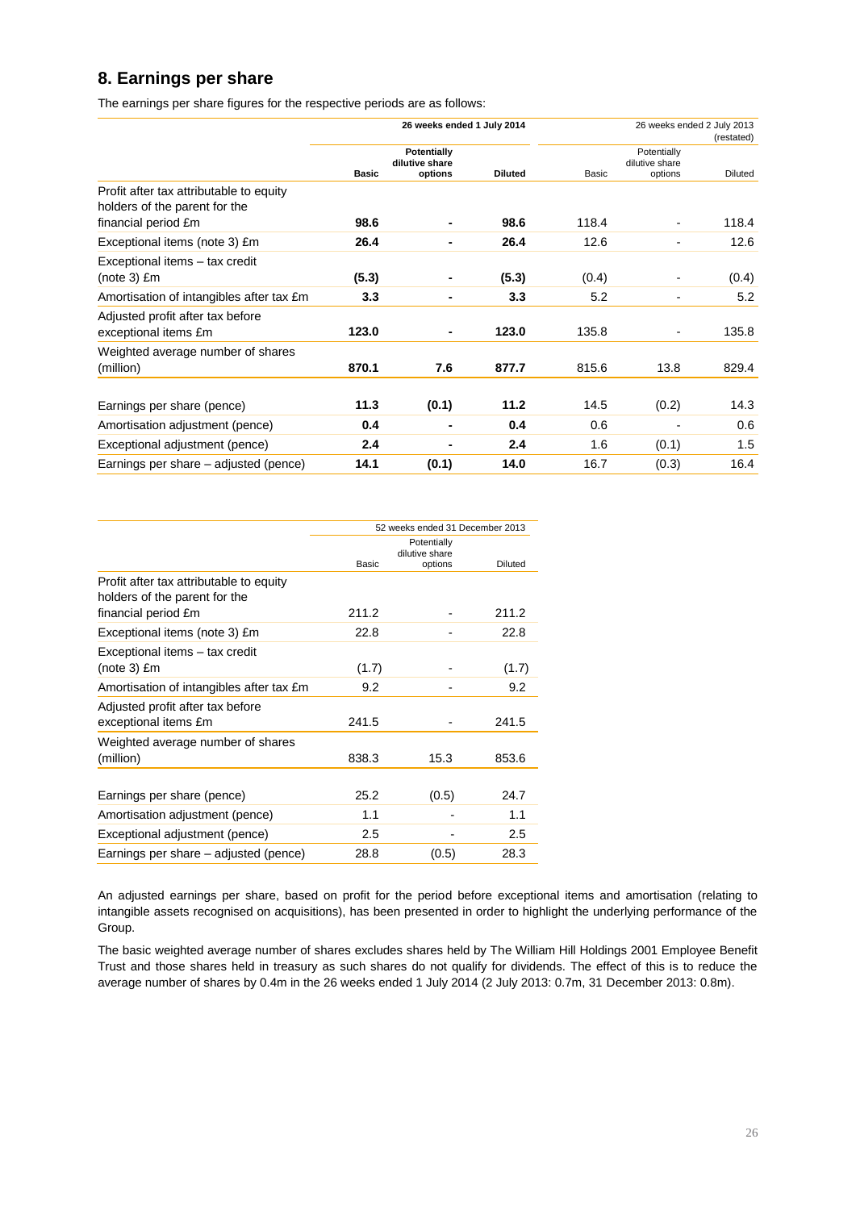## 8. Earnings per share

The earnings per share figures for the respective periods are as follows:

| | **26 weeks ended 1 July 2014** | | | 26 weeks ended 2 July 2013 (restated) | | |
|---|---|---|---|---|---|---|
| | **Basic** | **Potentially dilutive share options** | **Diluted** | Basic | Potentially dilutive share options | Diluted |
| Profit after tax attributable to equity holders of the parent for the financial period £m | **98.6** | **-** | **98.6** | 118.4 | - | 118.4 |
| Exceptional items (note 3) £m | **26.4** | **-** | **26.4** | 12.6 | - | 12.6 |
| Exceptional items – tax credit (note 3) £m | **(5.3)** | **-** | **(5.3)** | (0.4) | - | (0.4) |
| Amortisation of intangibles after tax £m | **3.3** | **-** | **3.3** | 5.2 | - | 5.2 |
| Adjusted profit after tax before exceptional items £m | **123.0** | **-** | **123.0** | 135.8 | - | 135.8 |
| Weighted average number of shares (million) | **870.1** | **7.6** | **877.7** | 815.6 | 13.8 | 829.4 |
| Earnings per share (pence) | **11.3** | **(0.1)** | **11.2** | 14.5 | (0.2) | 14.3 |
| Amortisation adjustment (pence) | **0.4** | **-** | **0.4** | 0.6 | - | 0.6 |
| Exceptional adjustment (pence) | **2.4** | **-** | **2.4** | 1.6 | (0.1) | 1.5 |
| Earnings per share – adjusted (pence) | **14.1** | **(0.1)** | **14.0** | 16.7 | (0.3) | 16.4 |

| | 52 weeks ended 31 December 2013 | | |
|---|---|---|---|
| | Basic | Potentially dilutive share options | Diluted |
| Profit after tax attributable to equity holders of the parent for the financial period £m | 211.2 | - | 211.2 |
| Exceptional items (note 3) £m | 22.8 | - | 22.8 |
| Exceptional items – tax credit (note 3) £m | (1.7) | - | (1.7) |
| Amortisation of intangibles after tax £m | 9.2 | - | 9.2 |
| Adjusted profit after tax before exceptional items £m | 241.5 | - | 241.5 |
| Weighted average number of shares (million) | 838.3 | 15.3 | 853.6 |
| Earnings per share (pence) | 25.2 | (0.5) | 24.7 |
| Amortisation adjustment (pence) | 1.1 | - | 1.1 |
| Exceptional adjustment (pence) | 2.5 | - | 2.5 |
| Earnings per share – adjusted (pence) | 28.8 | (0.5) | 28.3 |

An adjusted earnings per share, based on profit for the period before exceptional items and amortisation (relating to intangible assets recognised on acquisitions), has been presented in order to highlight the underlying performance of the Group.

The basic weighted average number of shares excludes shares held by The William Hill Holdings 2001 Employee Benefit Trust and those shares held in treasury as such shares do not qualify for dividends. The effect of this is to reduce the average number of shares by 0.4m in the 26 weeks ended 1 July 2014 (2 July 2013: 0.7m, 31 December 2013: 0.8m).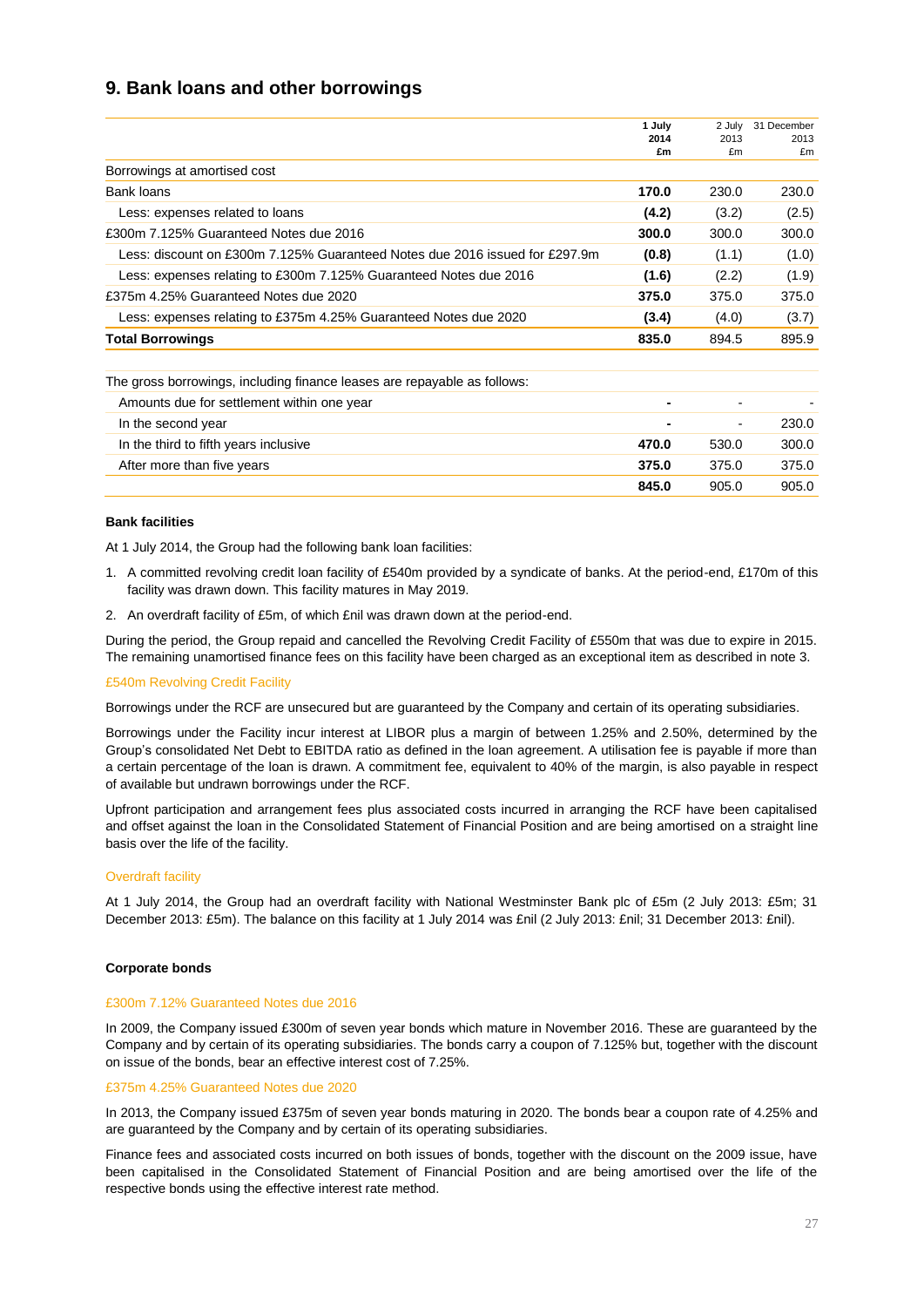## 9. Bank loans and other borrowings

| | 1 July 2014 £m | 2 July 2013 £m | 31 December 2013 £m |
|---|---|---|---|
| Borrowings at amortised cost | | | |
| Bank loans | **170.0** | 230.0 | 230.0 |
| Less: expenses related to loans | **(4.2)** | (3.2) | (2.5) |
| £300m 7.125% Guaranteed Notes due 2016 | **300.0** | 300.0 | 300.0 |
| Less: discount on £300m 7.125% Guaranteed Notes due 2016 issued for £297.9m | **(0.8)** | (1.1) | (1.0) |
| Less: expenses relating to £300m 7.125% Guaranteed Notes due 2016 | **(1.6)** | (2.2) | (1.9) |
| £375m 4.25% Guaranteed Notes due 2020 | **375.0** | 375.0 | 375.0 |
| Less: expenses relating to £375m 4.25% Guaranteed Notes due 2020 | **(3.4)** | (4.0) | (3.7) |
| **Total Borrowings** | **835.0** | 894.5 | 895.9 |
| | | | |
| The gross borrowings, including finance leases are repayable as follows: | | | |
| Amounts due for settlement within one year | **-** | - | - |
| In the second year | **-** | - | 230.0 |
| In the third to fifth years inclusive | **470.0** | 530.0 | 300.0 |
| After more than five years | **375.0** | 375.0 | 375.0 |
| | **845.0** | 905.0 | 905.0 |

### Bank facilities

At 1 July 2014, the Group had the following bank loan facilities:

1. A committed revolving credit loan facility of £540m provided by a syndicate of banks. At the period-end, £170m of this facility was drawn down. This facility matures in May 2019.
2. An overdraft facility of £5m, of which £nil was drawn down at the period-end.

During the period, the Group repaid and cancelled the Revolving Credit Facility of £550m that was due to expire in 2015. The remaining unamortised finance fees on this facility have been charged as an exceptional item as described in note 3.

#### £540m Revolving Credit Facility

Borrowings under the RCF are unsecured but are guaranteed by the Company and certain of its operating subsidiaries.

Borrowings under the Facility incur interest at LIBOR plus a margin of between 1.25% and 2.50%, determined by the Group's consolidated Net Debt to EBITDA ratio as defined in the loan agreement. A utilisation fee is payable if more than a certain percentage of the loan is drawn. A commitment fee, equivalent to 40% of the margin, is also payable in respect of available but undrawn borrowings under the RCF.

Upfront participation and arrangement fees plus associated costs incurred in arranging the RCF have been capitalised and offset against the loan in the Consolidated Statement of Financial Position and are being amortised on a straight line basis over the life of the facility.

#### Overdraft facility

At 1 July 2014, the Group had an overdraft facility with National Westminster Bank plc of £5m (2 July 2013: £5m; 31 December 2013: £5m). The balance on this facility at 1 July 2014 was £nil (2 July 2013: £nil; 31 December 2013: £nil).

### Corporate bonds

#### £300m 7.12% Guaranteed Notes due 2016

In 2009, the Company issued £300m of seven year bonds which mature in November 2016. These are guaranteed by the Company and by certain of its operating subsidiaries. The bonds carry a coupon of 7.125% but, together with the discount on issue of the bonds, bear an effective interest cost of 7.25%.

#### £375m 4.25% Guaranteed Notes due 2020

In 2013, the Company issued £375m of seven year bonds maturing in 2020. The bonds bear a coupon rate of 4.25% and are guaranteed by the Company and by certain of its operating subsidiaries.

Finance fees and associated costs incurred on both issues of bonds, together with the discount on the 2009 issue, have been capitalised in the Consolidated Statement of Financial Position and are being amortised over the life of the respective bonds using the effective interest rate method.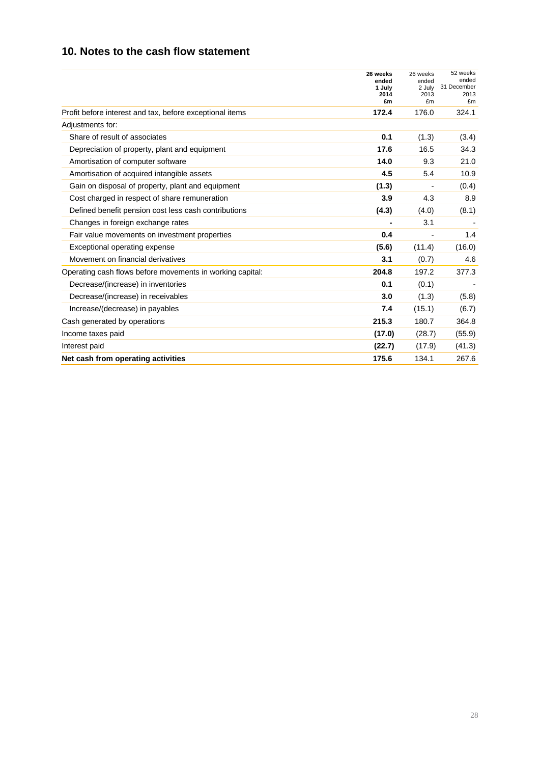## 10. Notes to the cash flow statement

| | 26 weeks ended 1 July 2014 £m | 26 weeks ended 2 July 2013 £m | 52 weeks ended 31 December 2013 £m |
|---|---|---|---|
| Profit before interest and tax, before exceptional items | **172.4** | 176.0 | 324.1 |
| Adjustments for: | | | |
| Share of result of associates | **0.1** | (1.3) | (3.4) |
| Depreciation of property, plant and equipment | **17.6** | 16.5 | 34.3 |
| Amortisation of computer software | **14.0** | 9.3 | 21.0 |
| Amortisation of acquired intangible assets | **4.5** | 5.4 | 10.9 |
| Gain on disposal of property, plant and equipment | **(1.3)** | - | (0.4) |
| Cost charged in respect of share remuneration | **3.9** | 4.3 | 8.9 |
| Defined benefit pension cost less cash contributions | **(4.3)** | (4.0) | (8.1) |
| Changes in foreign exchange rates | **-** | 3.1 | - |
| Fair value movements on investment properties | **0.4** | - | 1.4 |
| Exceptional operating expense | **(5.6)** | (11.4) | (16.0) |
| Movement on financial derivatives | **3.1** | (0.7) | 4.6 |
| Operating cash flows before movements in working capital: | **204.8** | 197.2 | 377.3 |
| Decrease/(increase) in inventories | **0.1** | (0.1) | - |
| Decrease/(increase) in receivables | **3.0** | (1.3) | (5.8) |
| Increase/(decrease) in payables | **7.4** | (15.1) | (6.7) |
| Cash generated by operations | **215.3** | 180.7 | 364.8 |
| Income taxes paid | **(17.0)** | (28.7) | (55.9) |
| Interest paid | **(22.7)** | (17.9) | (41.3) |
| **Net cash from operating activities** | **175.6** | 134.1 | 267.6 |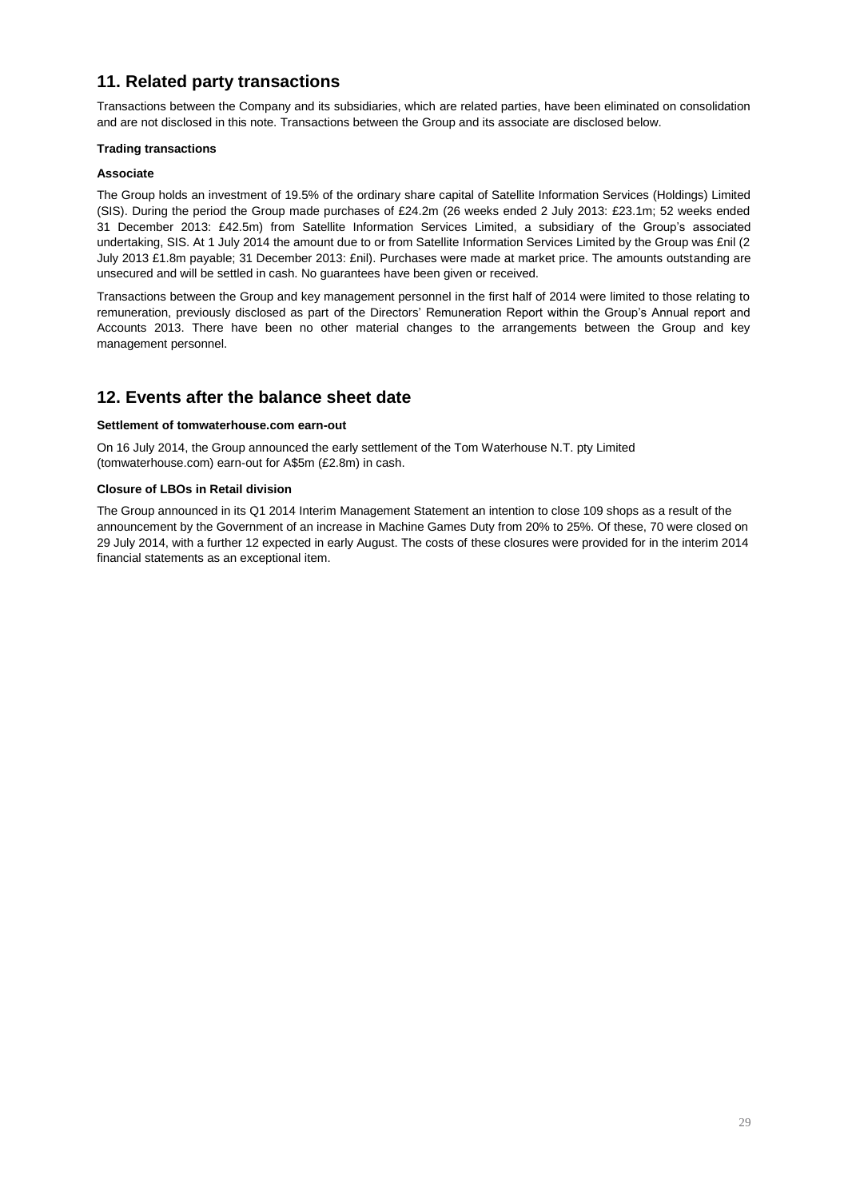## 11. Related party transactions

Transactions between the Company and its subsidiaries, which are related parties, have been eliminated on consolidation and are not disclosed in this note. Transactions between the Group and its associate are disclosed below.

**Trading transactions**

**Associate**

The Group holds an investment of 19.5% of the ordinary share capital of Satellite Information Services (Holdings) Limited (SIS). During the period the Group made purchases of £24.2m (26 weeks ended 2 July 2013: £23.1m; 52 weeks ended 31 December 2013: £42.5m) from Satellite Information Services Limited, a subsidiary of the Group's associated undertaking, SIS. At 1 July 2014 the amount due to or from Satellite Information Services Limited by the Group was £nil (2 July 2013 £1.8m payable; 31 December 2013: £nil). Purchases were made at market price. The amounts outstanding are unsecured and will be settled in cash. No guarantees have been given or received.

Transactions between the Group and key management personnel in the first half of 2014 were limited to those relating to remuneration, previously disclosed as part of the Directors' Remuneration Report within the Group's Annual report and Accounts 2013. There have been no other material changes to the arrangements between the Group and key management personnel.

## 12. Events after the balance sheet date

**Settlement of tomwaterhouse.com earn-out**

On 16 July 2014, the Group announced the early settlement of the Tom Waterhouse N.T. pty Limited (tomwaterhouse.com) earn-out for A$5m (£2.8m) in cash.

**Closure of LBOs in Retail division**

The Group announced in its Q1 2014 Interim Management Statement an intention to close 109 shops as a result of the announcement by the Government of an increase in Machine Games Duty from 20% to 25%. Of these, 70 were closed on 29 July 2014, with a further 12 expected in early August. The costs of these closures were provided for in the interim 2014 financial statements as an exceptional item.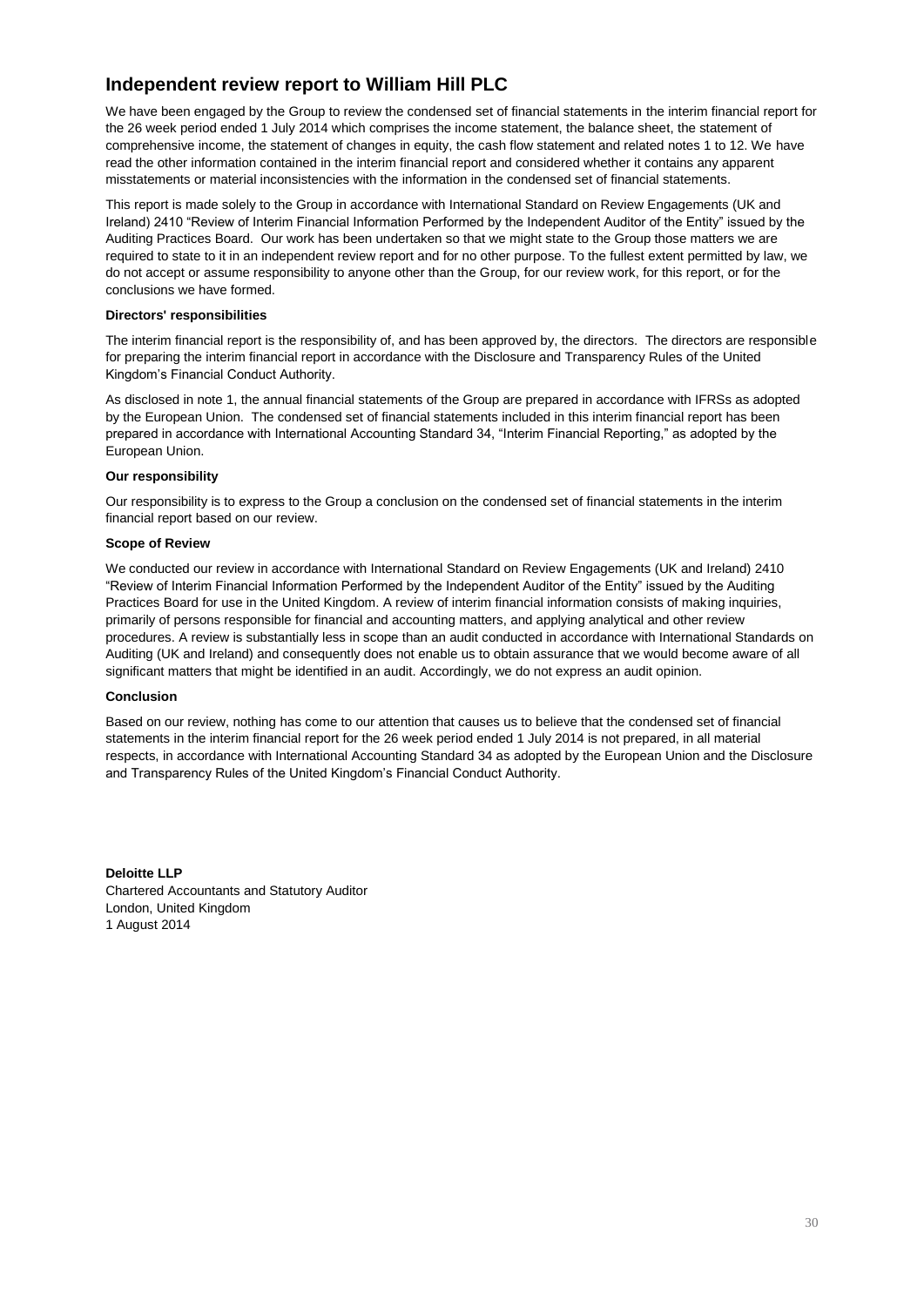# Independent review report to William Hill PLC

We have been engaged by the Group to review the condensed set of financial statements in the interim financial report for the 26 week period ended 1 July 2014 which comprises the income statement, the balance sheet, the statement of comprehensive income, the statement of changes in equity, the cash flow statement and related notes 1 to 12. We have read the other information contained in the interim financial report and considered whether it contains any apparent misstatements or material inconsistencies with the information in the condensed set of financial statements.

This report is made solely to the Group in accordance with International Standard on Review Engagements (UK and Ireland) 2410 "Review of Interim Financial Information Performed by the Independent Auditor of the Entity" issued by the Auditing Practices Board. Our work has been undertaken so that we might state to the Group those matters we are required to state to it in an independent review report and for no other purpose. To the fullest extent permitted by law, we do not accept or assume responsibility to anyone other than the Group, for our review work, for this report, or for the conclusions we have formed.

**Directors' responsibilities**

The interim financial report is the responsibility of, and has been approved by, the directors. The directors are responsible for preparing the interim financial report in accordance with the Disclosure and Transparency Rules of the United Kingdom's Financial Conduct Authority.

As disclosed in note 1, the annual financial statements of the Group are prepared in accordance with IFRSs as adopted by the European Union. The condensed set of financial statements included in this interim financial report has been prepared in accordance with International Accounting Standard 34, "Interim Financial Reporting," as adopted by the European Union.

**Our responsibility**

Our responsibility is to express to the Group a conclusion on the condensed set of financial statements in the interim financial report based on our review.

**Scope of Review**

We conducted our review in accordance with International Standard on Review Engagements (UK and Ireland) 2410 "Review of Interim Financial Information Performed by the Independent Auditor of the Entity" issued by the Auditing Practices Board for use in the United Kingdom. A review of interim financial information consists of making inquiries, primarily of persons responsible for financial and accounting matters, and applying analytical and other review procedures. A review is substantially less in scope than an audit conducted in accordance with International Standards on Auditing (UK and Ireland) and consequently does not enable us to obtain assurance that we would become aware of all significant matters that might be identified in an audit. Accordingly, we do not express an audit opinion.

**Conclusion**

Based on our review, nothing has come to our attention that causes us to believe that the condensed set of financial statements in the interim financial report for the 26 week period ended 1 July 2014 is not prepared, in all material respects, in accordance with International Accounting Standard 34 as adopted by the European Union and the Disclosure and Transparency Rules of the United Kingdom's Financial Conduct Authority.

**Deloitte LLP**
Chartered Accountants and Statutory Auditor
London, United Kingdom
1 August 2014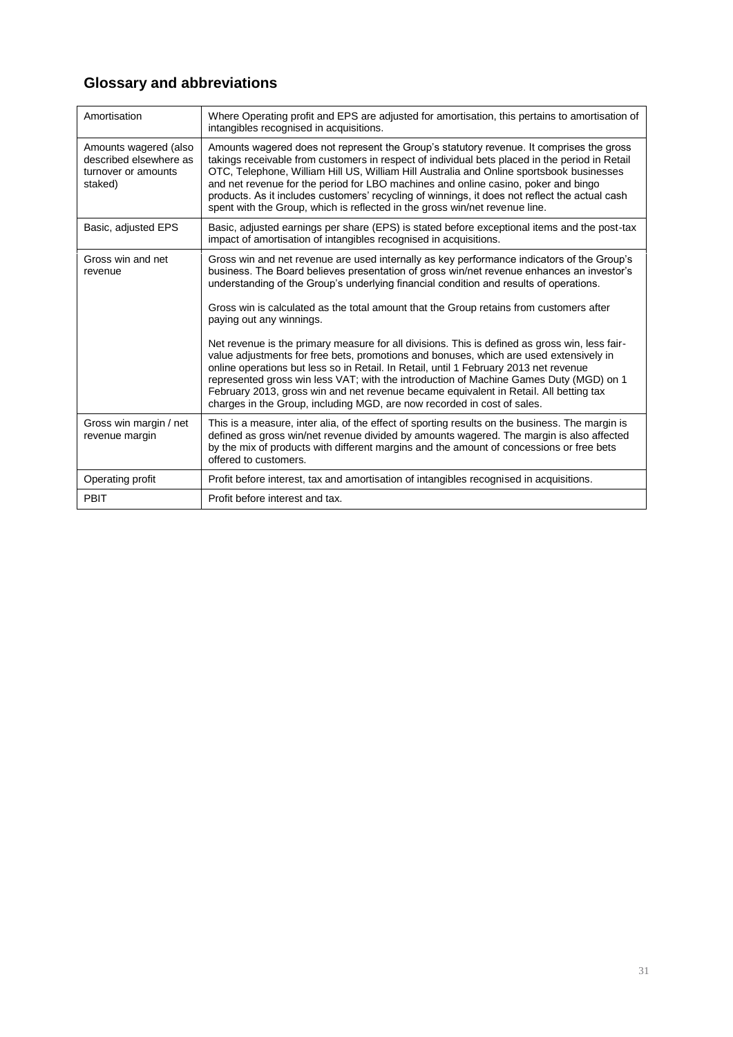## Glossary and abbreviations

| | |
|---|---|
| Amortisation | Where Operating profit and EPS are adjusted for amortisation, this pertains to amortisation of intangibles recognised in acquisitions. |
| Amounts wagered (also described elsewhere as turnover or amounts staked) | Amounts wagered does not represent the Group's statutory revenue. It comprises the gross takings receivable from customers in respect of individual bets placed in the period in Retail OTC, Telephone, William Hill US, William Hill Australia and Online sportsbook businesses and net revenue for the period for LBO machines and online casino, poker and bingo products. As it includes customers' recycling of winnings, it does not reflect the actual cash spent with the Group, which is reflected in the gross win/net revenue line. |
| Basic, adjusted EPS | Basic, adjusted earnings per share (EPS) is stated before exceptional items and the post-tax impact of amortisation of intangibles recognised in acquisitions. |
| Gross win and net revenue | Gross win and net revenue are used internally as key performance indicators of the Group's business. The Board believes presentation of gross win/net revenue enhances an investor's understanding of the Group's underlying financial condition and results of operations.<br><br>Gross win is calculated as the total amount that the Group retains from customers after paying out any winnings.<br><br>Net revenue is the primary measure for all divisions. This is defined as gross win, less fair-value adjustments for free bets, promotions and bonuses, which are used extensively in online operations but less so in Retail. In Retail, until 1 February 2013 net revenue represented gross win less VAT; with the introduction of Machine Games Duty (MGD) on 1 February 2013, gross win and net revenue became equivalent in Retail. All betting tax charges in the Group, including MGD, are now recorded in cost of sales. |
| Gross win margin / net revenue margin | This is a measure, inter alia, of the effect of sporting results on the business. The margin is defined as gross win/net revenue divided by amounts wagered. The margin is also affected by the mix of products with different margins and the amount of concessions or free bets offered to customers. |
| Operating profit | Profit before interest, tax and amortisation of intangibles recognised in acquisitions. |
| PBIT | Profit before interest and tax. |